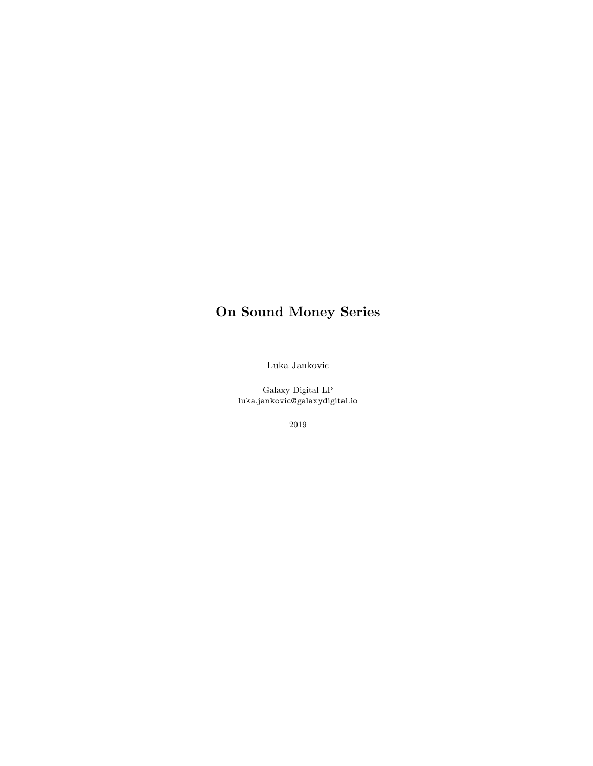# On Sound Money Series

Luka Jankovic

Galaxy Digital LP
luka.jankovic@galaxydigital.io

2019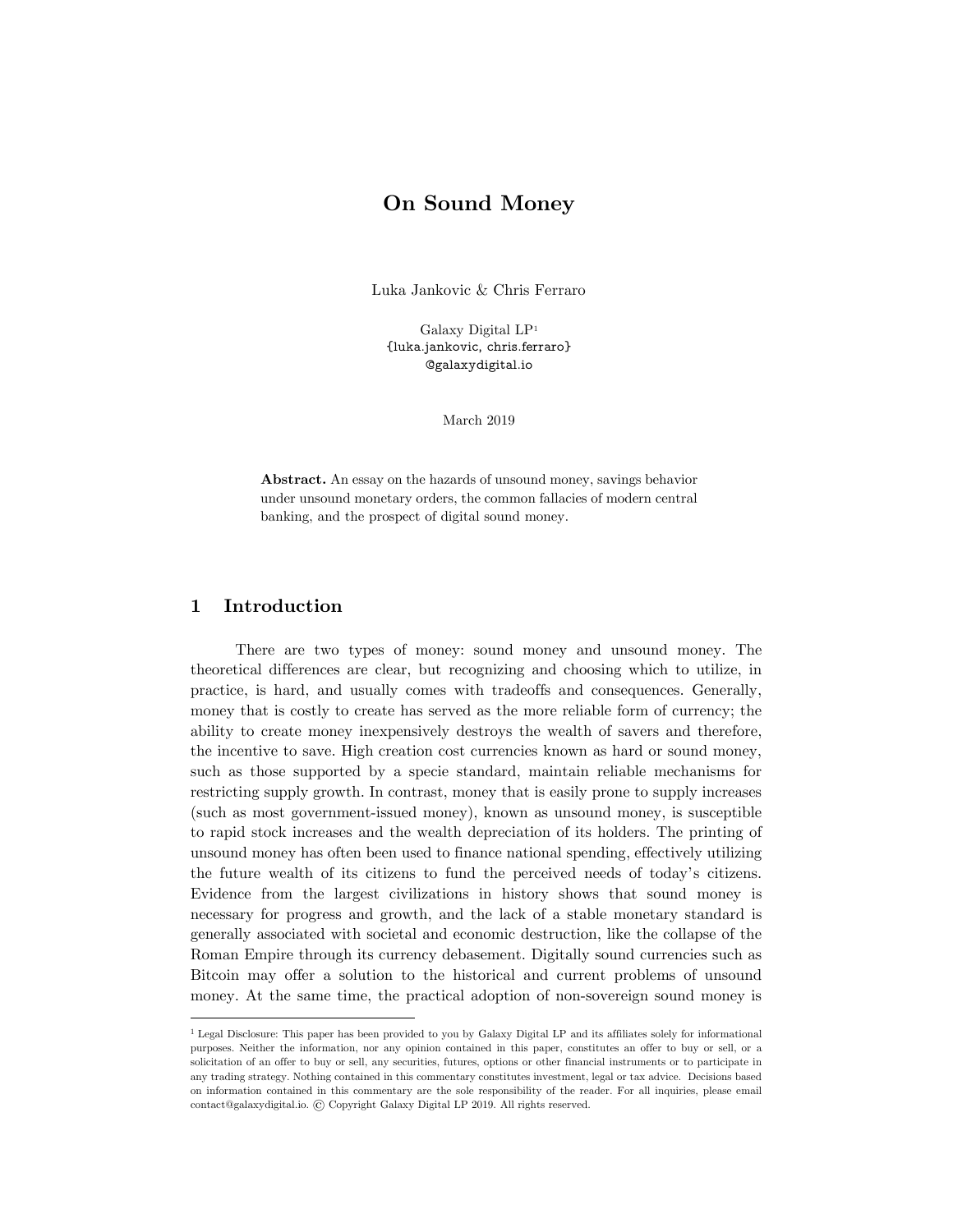# On Sound Money

Luka Jankovic & Chris Ferraro

Galaxy Digital LP[1]
{luka.jankovic, chris.ferraro}
@galaxydigital.io

March 2019

**Abstract.** An essay on the hazards of unsound money, savings behavior under unsound monetary orders, the common fallacies of modern central banking, and the prospect of digital sound money.

## 1 Introduction

There are two types of money: sound money and unsound money. The theoretical differences are clear, but recognizing and choosing which to utilize, in practice, is hard, and usually comes with tradeoffs and consequences. Generally, money that is costly to create has served as the more reliable form of currency; the ability to create money inexpensively destroys the wealth of savers and therefore, the incentive to save. High creation cost currencies known as hard or sound money, such as those supported by a specie standard, maintain reliable mechanisms for restricting supply growth. In contrast, money that is easily prone to supply increases (such as most government-issued money), known as unsound money, is susceptible to rapid stock increases and the wealth depreciation of its holders. The printing of unsound money has often been used to finance national spending, effectively utilizing the future wealth of its citizens to fund the perceived needs of today's citizens. Evidence from the largest civilizations in history shows that sound money is necessary for progress and growth, and the lack of a stable monetary standard is generally associated with societal and economic destruction, like the collapse of the Roman Empire through its currency debasement. Digitally sound currencies such as Bitcoin may offer a solution to the historical and current problems of unsound money. At the same time, the practical adoption of non-sovereign sound money is

[1] Legal Disclosure: This paper has been provided to you by Galaxy Digital LP and its affiliates solely for informational purposes. Neither the information, nor any opinion contained in this paper, constitutes an offer to buy or sell, or a solicitation of an offer to buy or sell, any securities, futures, options or other financial instruments or to participate in any trading strategy. Nothing contained in this commentary constitutes investment, legal or tax advice. Decisions based on information contained in this commentary are the sole responsibility of the reader. For all inquiries, please email contact@galaxydigital.io. © Copyright Galaxy Digital LP 2019. All rights reserved.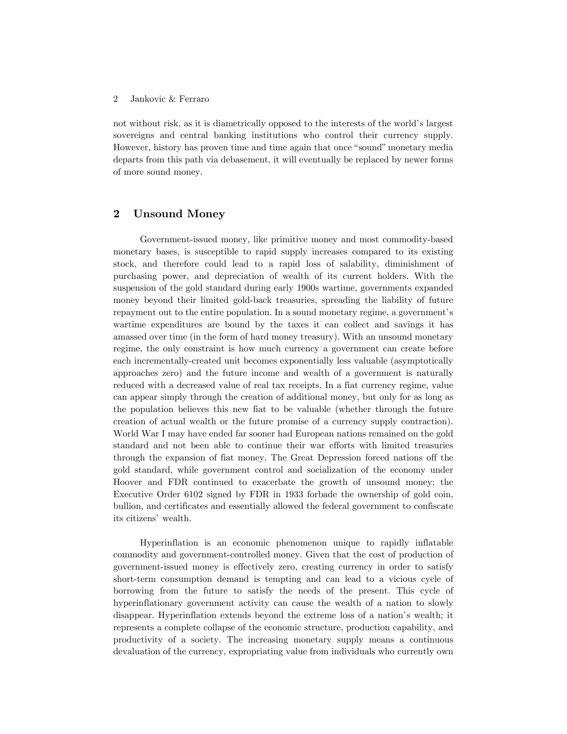not without risk, as it is diametrically opposed to the interests of the world's largest sovereigns and central banking institutions who control their currency supply. However, history has proven time and time again that once "sound" monetary media departs from this path via debasement, it will eventually be replaced by newer forms of more sound money.

## 2 Unsound Money

Government-issued money, like primitive money and most commodity-based monetary bases, is susceptible to rapid supply increases compared to its existing stock, and therefore could lead to a rapid loss of salability, diminishment of purchasing power, and depreciation of wealth of its current holders. With the suspension of the gold standard during early 1900s wartime, governments expanded money beyond their limited gold-back treasuries, spreading the liability of future repayment out to the entire population. In a sound monetary regime, a government's wartime expenditures are bound by the taxes it can collect and savings it has amassed over time (in the form of hard money treasury). With an unsound monetary regime, the only constraint is how much currency a government can create before each incrementally-created unit becomes exponentially less valuable (asymptotically approaches zero) and the future income and wealth of a government is naturally reduced with a decreased value of real tax receipts. In a fiat currency regime, value can appear simply through the creation of additional money, but only for as long as the population believes this new fiat to be valuable (whether through the future creation of actual wealth or the future promise of a currency supply contraction). World War I may have ended far sooner had European nations remained on the gold standard and not been able to continue their war efforts with limited treasuries through the expansion of fiat money. The Great Depression forced nations off the gold standard, while government control and socialization of the economy under Hoover and FDR continued to exacerbate the growth of unsound money; the Executive Order 6102 signed by FDR in 1933 forbade the ownership of gold coin, bullion, and certificates and essentially allowed the federal government to confiscate its citizens' wealth.

Hyperinflation is an economic phenomenon unique to rapidly inflatable commodity and government-controlled money. Given that the cost of production of government-issued money is effectively zero, creating currency in order to satisfy short-term consumption demand is tempting and can lead to a vicious cycle of borrowing from the future to satisfy the needs of the present. This cycle of hyperinflationary government activity can cause the wealth of a nation to slowly disappear. Hyperinflation extends beyond the extreme loss of a nation's wealth; it represents a complete collapse of the economic structure, production capability, and productivity of a society. The increasing monetary supply means a continuous devaluation of the currency, expropriating value from individuals who currently own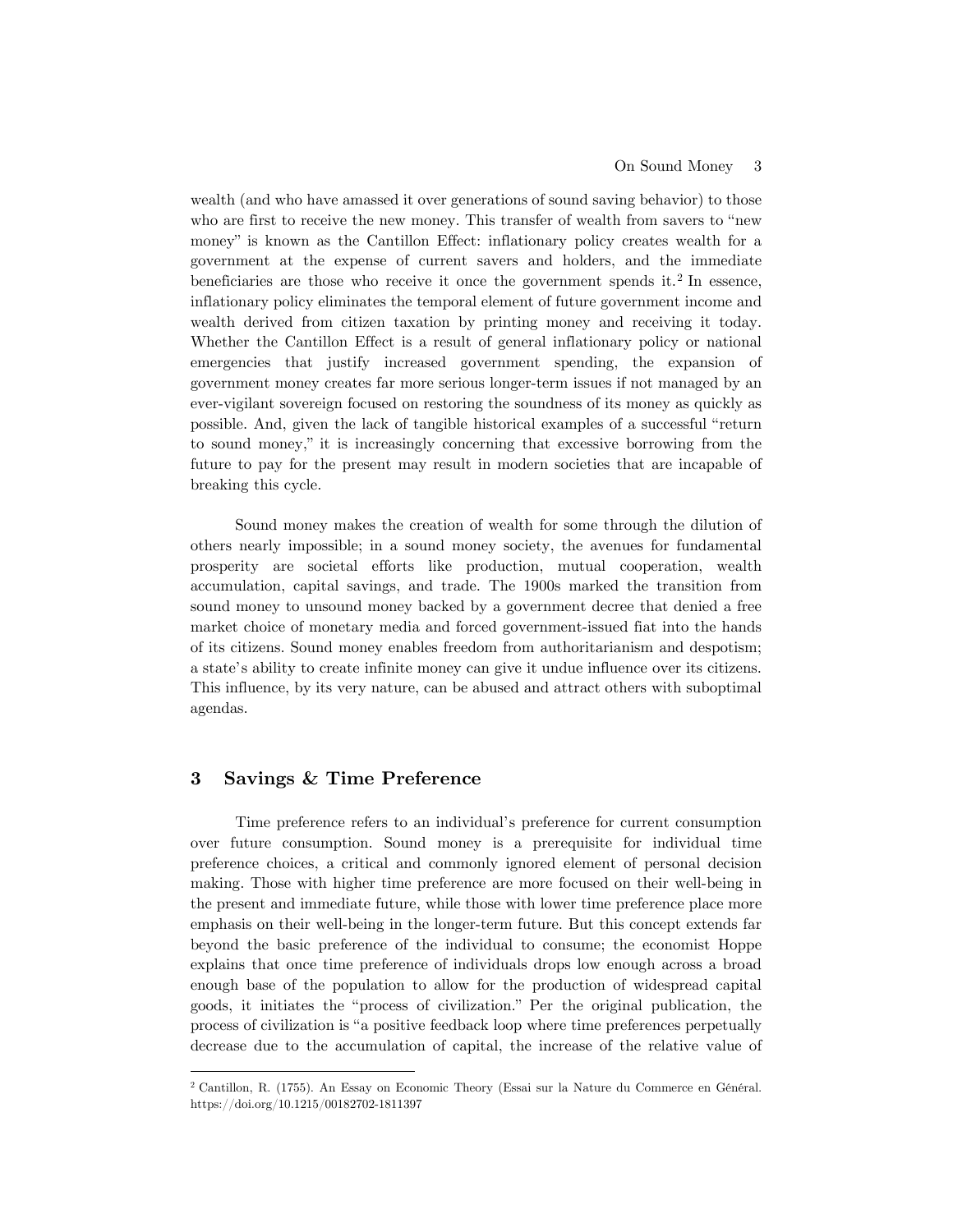wealth (and who have amassed it over generations of sound saving behavior) to those who are first to receive the new money. This transfer of wealth from savers to "new money" is known as the Cantillon Effect: inflationary policy creates wealth for a government at the expense of current savers and holders, and the immediate beneficiaries are those who receive it once the government spends it.[2] In essence, inflationary policy eliminates the temporal element of future government income and wealth derived from citizen taxation by printing money and receiving it today. Whether the Cantillon Effect is a result of general inflationary policy or national emergencies that justify increased government spending, the expansion of government money creates far more serious longer-term issues if not managed by an ever-vigilant sovereign focused on restoring the soundness of its money as quickly as possible. And, given the lack of tangible historical examples of a successful "return to sound money," it is increasingly concerning that excessive borrowing from the future to pay for the present may result in modern societies that are incapable of breaking this cycle.

Sound money makes the creation of wealth for some through the dilution of others nearly impossible; in a sound money society, the avenues for fundamental prosperity are societal efforts like production, mutual cooperation, wealth accumulation, capital savings, and trade. The 1900s marked the transition from sound money to unsound money backed by a government decree that denied a free market choice of monetary media and forced government-issued fiat into the hands of its citizens. Sound money enables freedom from authoritarianism and despotism; a state's ability to create infinite money can give it undue influence over its citizens. This influence, by its very nature, can be abused and attract others with suboptimal agendas.

## 3 Savings & Time Preference

Time preference refers to an individual's preference for current consumption over future consumption. Sound money is a prerequisite for individual time preference choices, a critical and commonly ignored element of personal decision making. Those with higher time preference are more focused on their well-being in the present and immediate future, while those with lower time preference place more emphasis on their well-being in the longer-term future. But this concept extends far beyond the basic preference of the individual to consume; the economist Hoppe explains that once time preference of individuals drops low enough across a broad enough base of the population to allow for the production of widespread capital goods, it initiates the "process of civilization." Per the original publication, the process of civilization is "a positive feedback loop where time preferences perpetually decrease due to the accumulation of capital, the increase of the relative value of

[2] Cantillon, R. (1755). An Essay on Economic Theory (Essai sur la Nature du Commerce en Général. https://doi.org/10.1215/00182702-1811397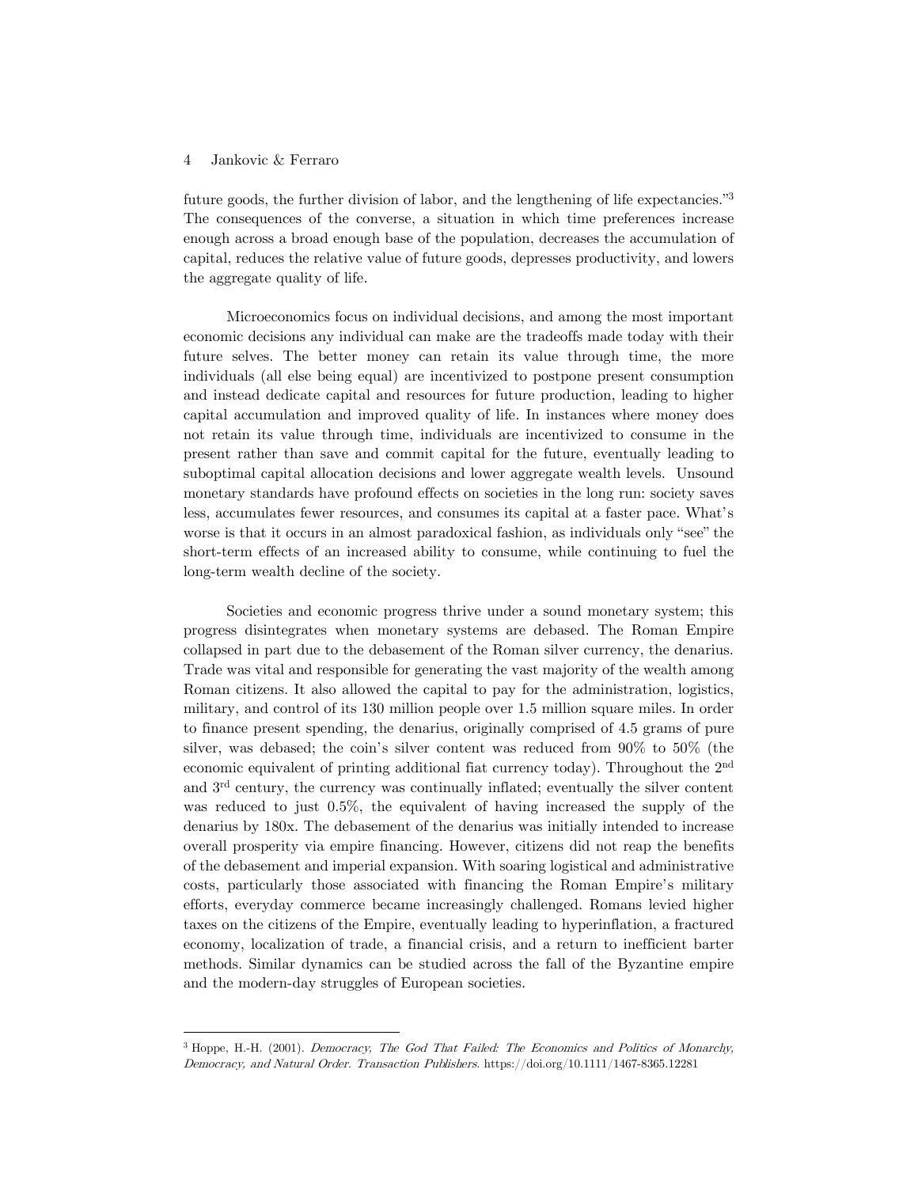future goods, the further division of labor, and the lengthening of life expectancies."[3] The consequences of the converse, a situation in which time preferences increase enough across a broad enough base of the population, decreases the accumulation of capital, reduces the relative value of future goods, depresses productivity, and lowers the aggregate quality of life.

Microeconomics focus on individual decisions, and among the most important economic decisions any individual can make are the tradeoffs made today with their future selves. The better money can retain its value through time, the more individuals (all else being equal) are incentivized to postpone present consumption and instead dedicate capital and resources for future production, leading to higher capital accumulation and improved quality of life. In instances where money does not retain its value through time, individuals are incentivized to consume in the present rather than save and commit capital for the future, eventually leading to suboptimal capital allocation decisions and lower aggregate wealth levels. Unsound monetary standards have profound effects on societies in the long run: society saves less, accumulates fewer resources, and consumes its capital at a faster pace. What's worse is that it occurs in an almost paradoxical fashion, as individuals only "see" the short-term effects of an increased ability to consume, while continuing to fuel the long-term wealth decline of the society.

Societies and economic progress thrive under a sound monetary system; this progress disintegrates when monetary systems are debased. The Roman Empire collapsed in part due to the debasement of the Roman silver currency, the denarius. Trade was vital and responsible for generating the vast majority of the wealth among Roman citizens. It also allowed the capital to pay for the administration, logistics, military, and control of its 130 million people over 1.5 million square miles. In order to finance present spending, the denarius, originally comprised of 4.5 grams of pure silver, was debased; the coin's silver content was reduced from 90% to 50% (the economic equivalent of printing additional fiat currency today). Throughout the 2nd and 3rd century, the currency was continually inflated; eventually the silver content was reduced to just 0.5%, the equivalent of having increased the supply of the denarius by 180x. The debasement of the denarius was initially intended to increase overall prosperity via empire financing. However, citizens did not reap the benefits of the debasement and imperial expansion. With soaring logistical and administrative costs, particularly those associated with financing the Roman Empire's military efforts, everyday commerce became increasingly challenged. Romans levied higher taxes on the citizens of the Empire, eventually leading to hyperinflation, a fractured economy, localization of trade, a financial crisis, and a return to inefficient barter methods. Similar dynamics can be studied across the fall of the Byzantine empire and the modern-day struggles of European societies.

---

[3] Hoppe, H.-H. (2001). *Democracy, The God That Failed: The Economics and Politics of Monarchy, Democracy, and Natural Order. Transaction Publishers.* https://doi.org/10.1111/1467-8365.12281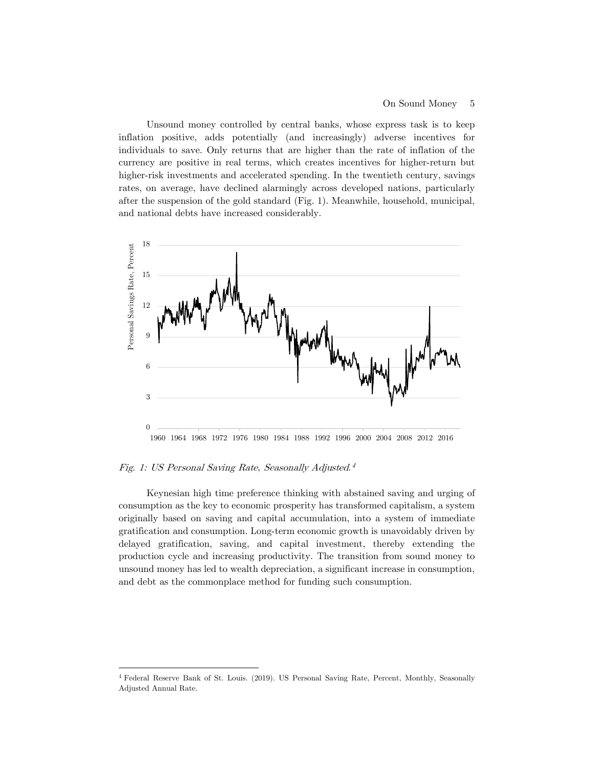Unsound money controlled by central banks, whose express task is to keep inflation positive, adds potentially (and increasingly) adverse incentives for individuals to save. Only returns that are higher than the rate of inflation of the currency are positive in real terms, which creates incentives for higher-return but higher-risk investments and accelerated spending. In the twentieth century, savings rates, on average, have declined alarmingly across developed nations, particularly after the suspension of the gold standard (Fig. 1). Meanwhile, household, municipal, and national debts have increased considerably.

*Fig. 1: US Personal Saving Rate, Seasonally Adjusted.*[4]

Keynesian high time preference thinking with abstained saving and urging of consumption as the key to economic prosperity has transformed capitalism, a system originally based on saving and capital accumulation, into a system of immediate gratification and consumption. Long-term economic growth is unavoidably driven by delayed gratification, saving, and capital investment, thereby extending the production cycle and increasing productivity. The transition from sound money to unsound money has led to wealth depreciation, a significant increase in consumption, and debt as the commonplace method for funding such consumption.

[4] Federal Reserve Bank of St. Louis. (2019). US Personal Saving Rate, Percent, Monthly, Seasonally Adjusted Annual Rate.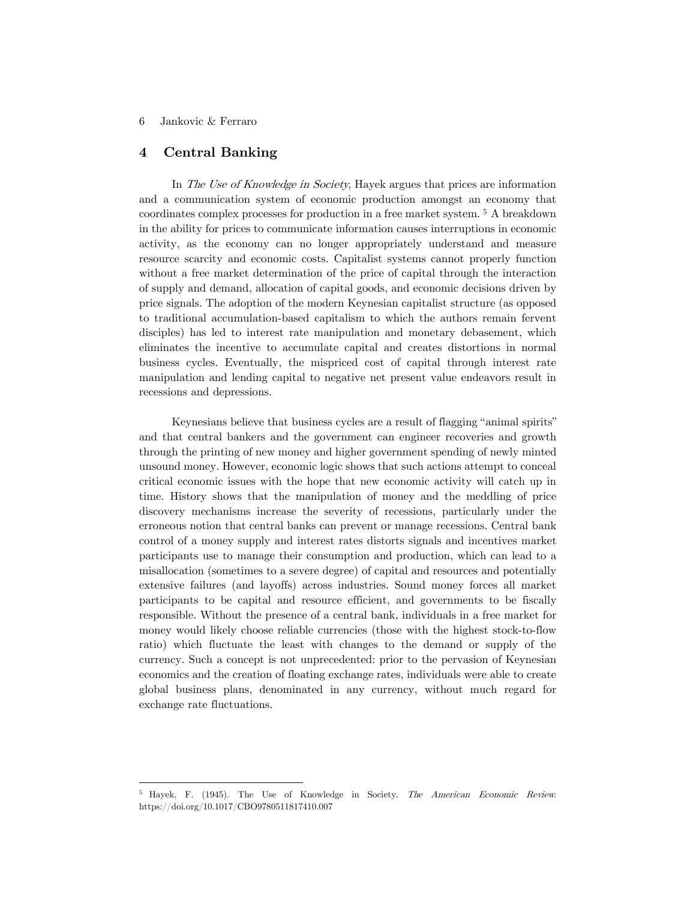## 4 Central Banking

In *The Use of Knowledge in Society*, Hayek argues that prices are information and a communication system of economic production amongst an economy that coordinates complex processes for production in a free market system. [5] A breakdown in the ability for prices to communicate information causes interruptions in economic activity, as the economy can no longer appropriately understand and measure resource scarcity and economic costs. Capitalist systems cannot properly function without a free market determination of the price of capital through the interaction of supply and demand, allocation of capital goods, and economic decisions driven by price signals. The adoption of the modern Keynesian capitalist structure (as opposed to traditional accumulation-based capitalism to which the authors remain fervent disciples) has led to interest rate manipulation and monetary debasement, which eliminates the incentive to accumulate capital and creates distortions in normal business cycles. Eventually, the mispriced cost of capital through interest rate manipulation and lending capital to negative net present value endeavors result in recessions and depressions.

Keynesians believe that business cycles are a result of flagging "animal spirits" and that central bankers and the government can engineer recoveries and growth through the printing of new money and higher government spending of newly minted unsound money. However, economic logic shows that such actions attempt to conceal critical economic issues with the hope that new economic activity will catch up in time. History shows that the manipulation of money and the meddling of price discovery mechanisms increase the severity of recessions, particularly under the erroneous notion that central banks can prevent or manage recessions. Central bank control of a money supply and interest rates distorts signals and incentives market participants use to manage their consumption and production, which can lead to a misallocation (sometimes to a severe degree) of capital and resources and potentially extensive failures (and layoffs) across industries. Sound money forces all market participants to be capital and resource efficient, and governments to be fiscally responsible. Without the presence of a central bank, individuals in a free market for money would likely choose reliable currencies (those with the highest stock-to-flow ratio) which fluctuate the least with changes to the demand or supply of the currency. Such a concept is not unprecedented: prior to the pervasion of Keynesian economics and the creation of floating exchange rates, individuals were able to create global business plans, denominated in any currency, without much regard for exchange rate fluctuations.

---

[5] Hayek, F. (1945). The Use of Knowledge in Society. *The American Economic Review*. https://doi.org/10.1017/CBO9780511817410.007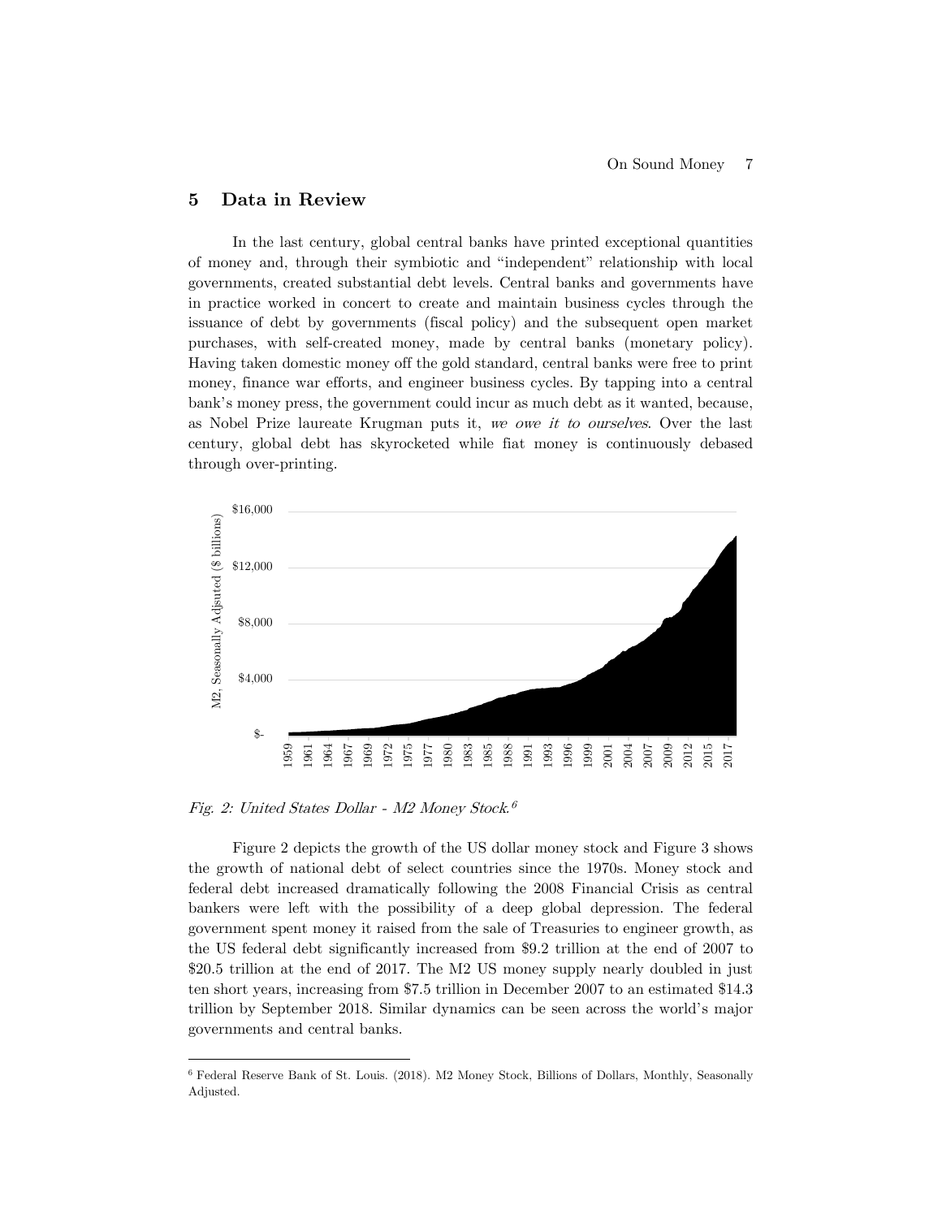## 5 Data in Review

In the last century, global central banks have printed exceptional quantities of money and, through their symbiotic and "independent" relationship with local governments, created substantial debt levels. Central banks and governments have in practice worked in concert to create and maintain business cycles through the issuance of debt by governments (fiscal policy) and the subsequent open market purchases, with self-created money, made by central banks (monetary policy). Having taken domestic money off the gold standard, central banks were free to print money, finance war efforts, and engineer business cycles. By tapping into a central bank's money press, the government could incur as much debt as it wanted, because, as Nobel Prize laureate Krugman puts it, *we owe it to ourselves*. Over the last century, global debt has skyrocketed while fiat money is continuously debased through over-printing.

*Fig. 2: United States Dollar - M2 Money Stock.*[6]

Figure 2 depicts the growth of the US dollar money stock and Figure 3 shows the growth of national debt of select countries since the 1970s. Money stock and federal debt increased dramatically following the 2008 Financial Crisis as central bankers were left with the possibility of a deep global depression. The federal government spent money it raised from the sale of Treasuries to engineer growth, as the US federal debt significantly increased from $9.2 trillion at the end of 2007 to $20.5 trillion at the end of 2017. The M2 US money supply nearly doubled in just ten short years, increasing from $7.5 trillion in December 2007 to an estimated $14.3 trillion by September 2018. Similar dynamics can be seen across the world's major governments and central banks.

---

[6] Federal Reserve Bank of St. Louis. (2018). M2 Money Stock, Billions of Dollars, Monthly, Seasonally Adjusted.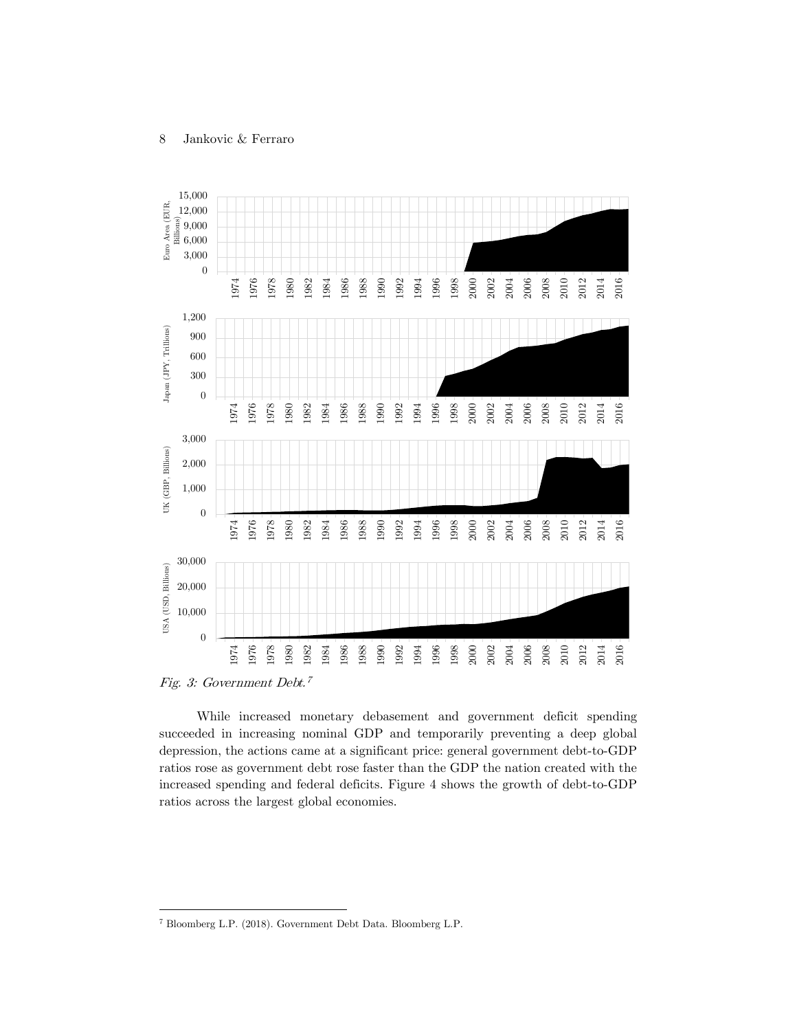*Fig. 3: Government Debt.*[7]

While increased monetary debasement and government deficit spending succeeded in increasing nominal GDP and temporarily preventing a deep global depression, the actions came at a significant price: general government debt-to-GDP ratios rose as government debt rose faster than the GDP the nation created with the increased spending and federal deficits. Figure 4 shows the growth of debt-to-GDP ratios across the largest global economies.

[7] Bloomberg L.P. (2018). Government Debt Data. Bloomberg L.P.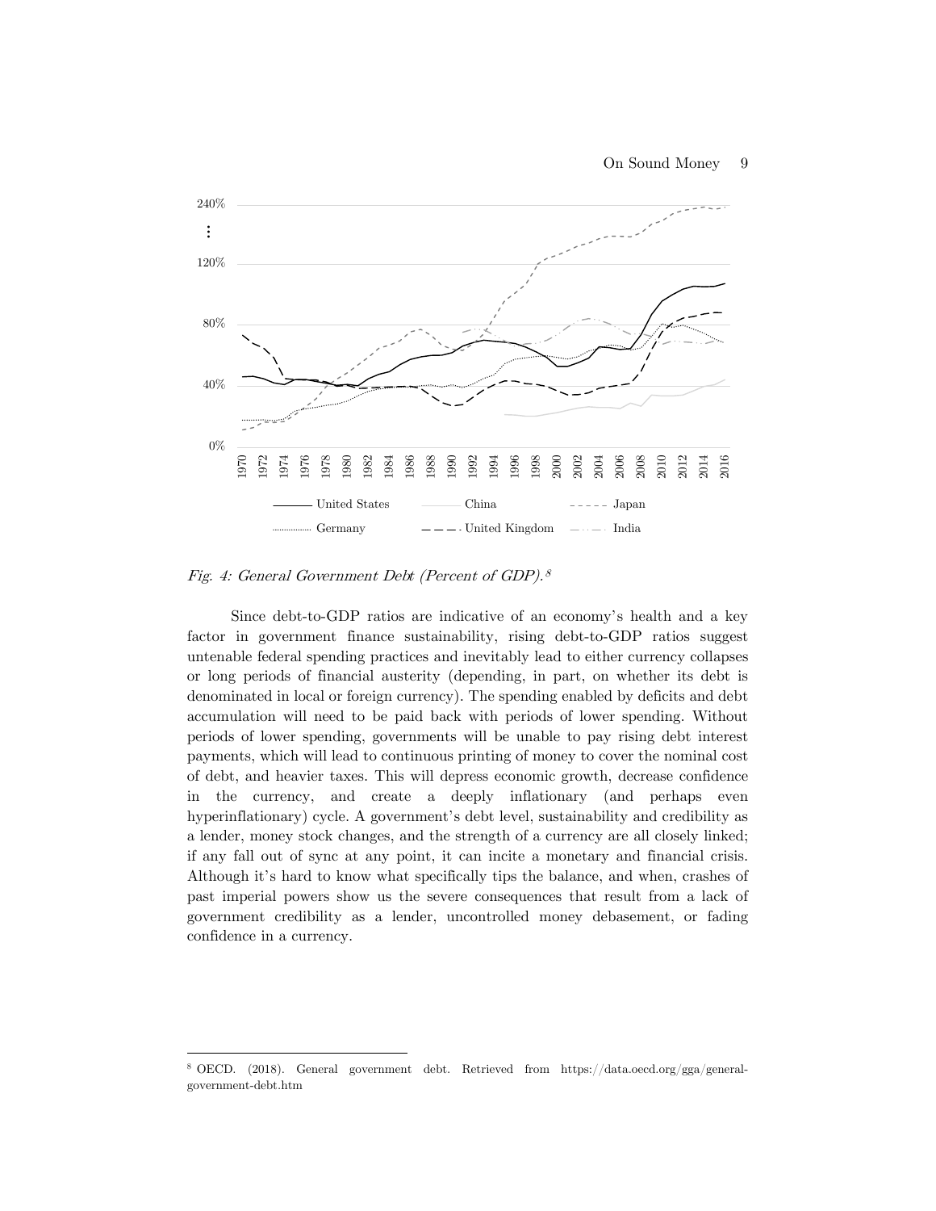*Fig. 4: General Government Debt (Percent of GDP).*[8]

Since debt-to-GDP ratios are indicative of an economy's health and a key factor in government finance sustainability, rising debt-to-GDP ratios suggest untenable federal spending practices and inevitably lead to either currency collapses or long periods of financial austerity (depending, in part, on whether its debt is denominated in local or foreign currency). The spending enabled by deficits and debt accumulation will need to be paid back with periods of lower spending. Without periods of lower spending, governments will be unable to pay rising debt interest payments, which will lead to continuous printing of money to cover the nominal cost of debt, and heavier taxes. This will depress economic growth, decrease confidence in the currency, and create a deeply inflationary (and perhaps even hyperinflationary) cycle. A government's debt level, sustainability and credibility as a lender, money stock changes, and the strength of a currency are all closely linked; if any fall out of sync at any point, it can incite a monetary and financial crisis. Although it's hard to know what specifically tips the balance, and when, crashes of past imperial powers show us the severe consequences that result from a lack of government credibility as a lender, uncontrolled money debasement, or fading confidence in a currency.

---

[8] OECD. (2018). General government debt. Retrieved from https://data.oecd.org/gga/general-government-debt.htm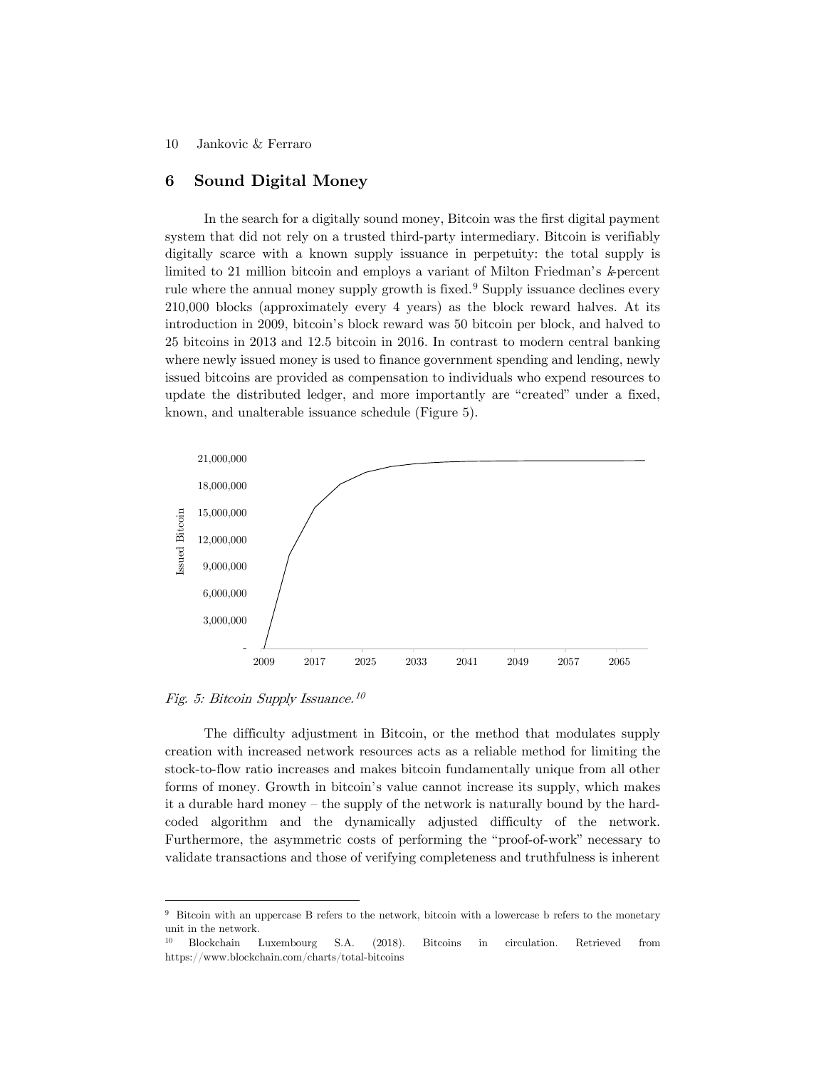## 6 Sound Digital Money

In the search for a digitally sound money, Bitcoin was the first digital payment system that did not rely on a trusted third-party intermediary. Bitcoin is verifiably digitally scarce with a known supply issuance in perpetuity: the total supply is limited to 21 million bitcoin and employs a variant of Milton Friedman's *k*-percent rule where the annual money supply growth is fixed.[9] Supply issuance declines every 210,000 blocks (approximately every 4 years) as the block reward halves. At its introduction in 2009, bitcoin's block reward was 50 bitcoin per block, and halved to 25 bitcoins in 2013 and 12.5 bitcoin in 2016. In contrast to modern central banking where newly issued money is used to finance government spending and lending, newly issued bitcoins are provided as compensation to individuals who expend resources to update the distributed ledger, and more importantly are "created" under a fixed, known, and unalterable issuance schedule (Figure 5).

*Fig. 5: Bitcoin Supply Issuance.*[10]

The difficulty adjustment in Bitcoin, or the method that modulates supply creation with increased network resources acts as a reliable method for limiting the stock-to-flow ratio increases and makes bitcoin fundamentally unique from all other forms of money. Growth in bitcoin's value cannot increase its supply, which makes it a durable hard money – the supply of the network is naturally bound by the hard-coded algorithm and the dynamically adjusted difficulty of the network. Furthermore, the asymmetric costs of performing the "proof-of-work" necessary to validate transactions and those of verifying completeness and truthfulness is inherent

---

[9] Bitcoin with an uppercase B refers to the network, bitcoin with a lowercase b refers to the monetary unit in the network.

[10] Blockchain Luxembourg S.A. (2018). Bitcoins in circulation. Retrieved from https://www.blockchain.com/charts/total-bitcoins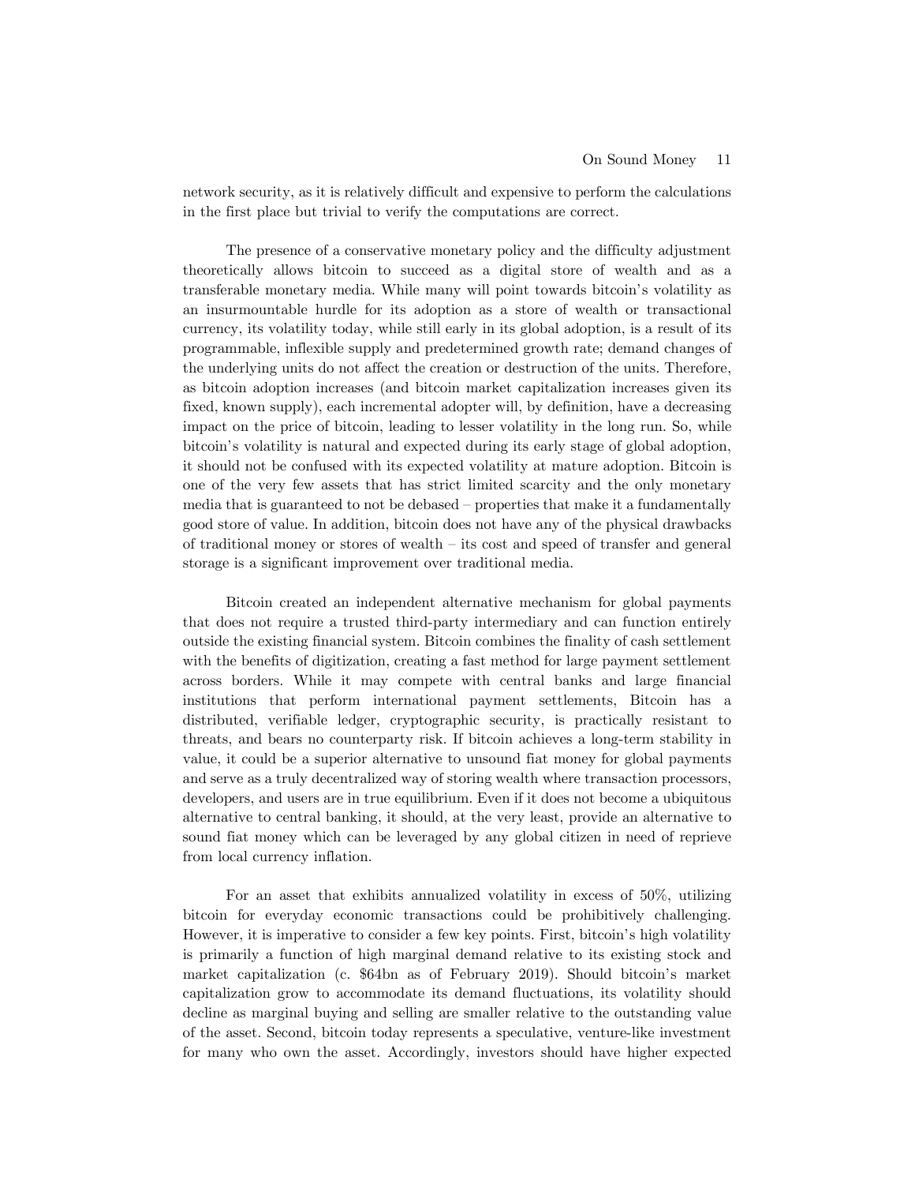network security, as it is relatively difficult and expensive to perform the calculations in the first place but trivial to verify the computations are correct.

The presence of a conservative monetary policy and the difficulty adjustment theoretically allows bitcoin to succeed as a digital store of wealth and as a transferable monetary media. While many will point towards bitcoin's volatility as an insurmountable hurdle for its adoption as a store of wealth or transactional currency, its volatility today, while still early in its global adoption, is a result of its programmable, inflexible supply and predetermined growth rate; demand changes of the underlying units do not affect the creation or destruction of the units. Therefore, as bitcoin adoption increases (and bitcoin market capitalization increases given its fixed, known supply), each incremental adopter will, by definition, have a decreasing impact on the price of bitcoin, leading to lesser volatility in the long run. So, while bitcoin's volatility is natural and expected during its early stage of global adoption, it should not be confused with its expected volatility at mature adoption. Bitcoin is one of the very few assets that has strict limited scarcity and the only monetary media that is guaranteed to not be debased – properties that make it a fundamentally good store of value. In addition, bitcoin does not have any of the physical drawbacks of traditional money or stores of wealth – its cost and speed of transfer and general storage is a significant improvement over traditional media.

Bitcoin created an independent alternative mechanism for global payments that does not require a trusted third-party intermediary and can function entirely outside the existing financial system. Bitcoin combines the finality of cash settlement with the benefits of digitization, creating a fast method for large payment settlement across borders. While it may compete with central banks and large financial institutions that perform international payment settlements, Bitcoin has a distributed, verifiable ledger, cryptographic security, is practically resistant to threats, and bears no counterparty risk. If bitcoin achieves a long-term stability in value, it could be a superior alternative to unsound fiat money for global payments and serve as a truly decentralized way of storing wealth where transaction processors, developers, and users are in true equilibrium. Even if it does not become a ubiquitous alternative to central banking, it should, at the very least, provide an alternative to sound fiat money which can be leveraged by any global citizen in need of reprieve from local currency inflation.

For an asset that exhibits annualized volatility in excess of 50%, utilizing bitcoin for everyday economic transactions could be prohibitively challenging. However, it is imperative to consider a few key points. First, bitcoin's high volatility is primarily a function of high marginal demand relative to its existing stock and market capitalization (c. $64bn as of February 2019). Should bitcoin's market capitalization grow to accommodate its demand fluctuations, its volatility should decline as marginal buying and selling are smaller relative to the outstanding value of the asset. Second, bitcoin today represents a speculative, venture-like investment for many who own the asset. Accordingly, investors should have higher expected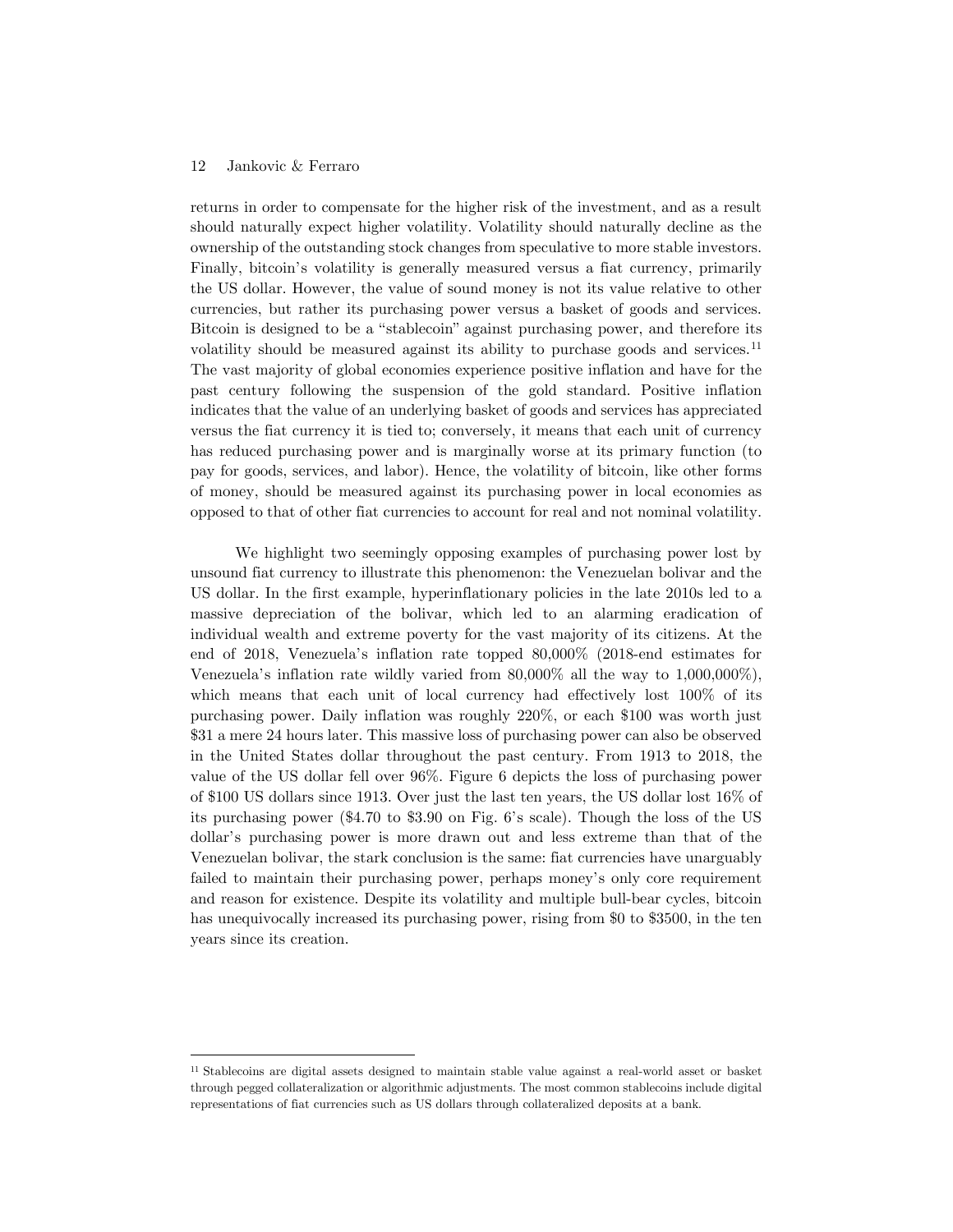returns in order to compensate for the higher risk of the investment, and as a result should naturally expect higher volatility. Volatility should naturally decline as the ownership of the outstanding stock changes from speculative to more stable investors. Finally, bitcoin's volatility is generally measured versus a fiat currency, primarily the US dollar. However, the value of sound money is not its value relative to other currencies, but rather its purchasing power versus a basket of goods and services. Bitcoin is designed to be a "stablecoin" against purchasing power, and therefore its volatility should be measured against its ability to purchase goods and services.[11] The vast majority of global economies experience positive inflation and have for the past century following the suspension of the gold standard. Positive inflation indicates that the value of an underlying basket of goods and services has appreciated versus the fiat currency it is tied to; conversely, it means that each unit of currency has reduced purchasing power and is marginally worse at its primary function (to pay for goods, services, and labor). Hence, the volatility of bitcoin, like other forms of money, should be measured against its purchasing power in local economies as opposed to that of other fiat currencies to account for real and not nominal volatility.

We highlight two seemingly opposing examples of purchasing power lost by unsound fiat currency to illustrate this phenomenon: the Venezuelan bolivar and the US dollar. In the first example, hyperinflationary policies in the late 2010s led to a massive depreciation of the bolivar, which led to an alarming eradication of individual wealth and extreme poverty for the vast majority of its citizens. At the end of 2018, Venezuela's inflation rate topped 80,000% (2018-end estimates for Venezuela's inflation rate wildly varied from 80,000% all the way to 1,000,000%), which means that each unit of local currency had effectively lost 100% of its purchasing power. Daily inflation was roughly 220%, or each \$100 was worth just \$31 a mere 24 hours later. This massive loss of purchasing power can also be observed in the United States dollar throughout the past century. From 1913 to 2018, the value of the US dollar fell over 96%. Figure 6 depicts the loss of purchasing power of \$100 US dollars since 1913. Over just the last ten years, the US dollar lost 16% of its purchasing power (\$4.70 to \$3.90 on Fig. 6's scale). Though the loss of the US dollar's purchasing power is more drawn out and less extreme than that of the Venezuelan bolivar, the stark conclusion is the same: fiat currencies have unarguably failed to maintain their purchasing power, perhaps money's only core requirement and reason for existence. Despite its volatility and multiple bull-bear cycles, bitcoin has unequivocally increased its purchasing power, rising from \$0 to \$3500, in the ten years since its creation.

[11] Stablecoins are digital assets designed to maintain stable value against a real-world asset or basket through pegged collateralization or algorithmic adjustments. The most common stablecoins include digital representations of fiat currencies such as US dollars through collateralized deposits at a bank.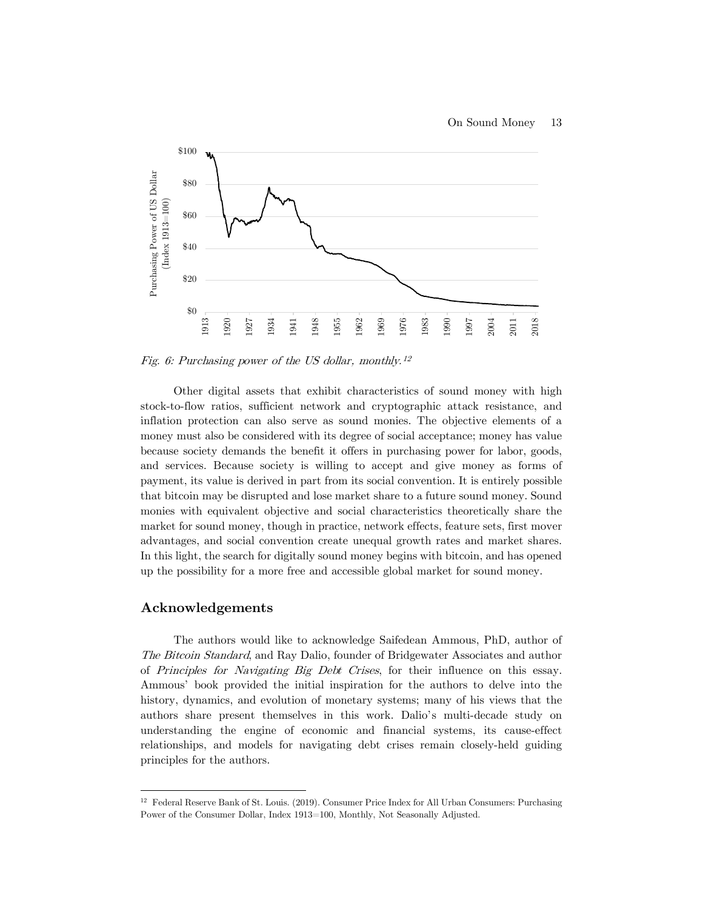*Fig. 6: Purchasing power of the US dollar, monthly.*[12]

Other digital assets that exhibit characteristics of sound money with high stock-to-flow ratios, sufficient network and cryptographic attack resistance, and inflation protection can also serve as sound monies. The objective elements of a money must also be considered with its degree of social acceptance; money has value because society demands the benefit it offers in purchasing power for labor, goods, and services. Because society is willing to accept and give money as forms of payment, its value is derived in part from its social convention. It is entirely possible that bitcoin may be disrupted and lose market share to a future sound money. Sound monies with equivalent objective and social characteristics theoretically share the market for sound money, though in practice, network effects, feature sets, first mover advantages, and social convention create unequal growth rates and market shares. In this light, the search for digitally sound money begins with bitcoin, and has opened up the possibility for a more free and accessible global market for sound money.

## Acknowledgements

The authors would like to acknowledge Saifedean Ammous, PhD, author of *The Bitcoin Standard*, and Ray Dalio, founder of Bridgewater Associates and author of *Principles for Navigating Big Debt Crises*, for their influence on this essay. Ammous' book provided the initial inspiration for the authors to delve into the history, dynamics, and evolution of monetary systems; many of his views that the authors share present themselves in this work. Dalio's multi-decade study on understanding the engine of economic and financial systems, its cause-effect relationships, and models for navigating debt crises remain closely-held guiding principles for the authors.

---

[12] Federal Reserve Bank of St. Louis. (2019). Consumer Price Index for All Urban Consumers: Purchasing Power of the Consumer Dollar, Index 1913=100, Monthly, Not Seasonally Adjusted.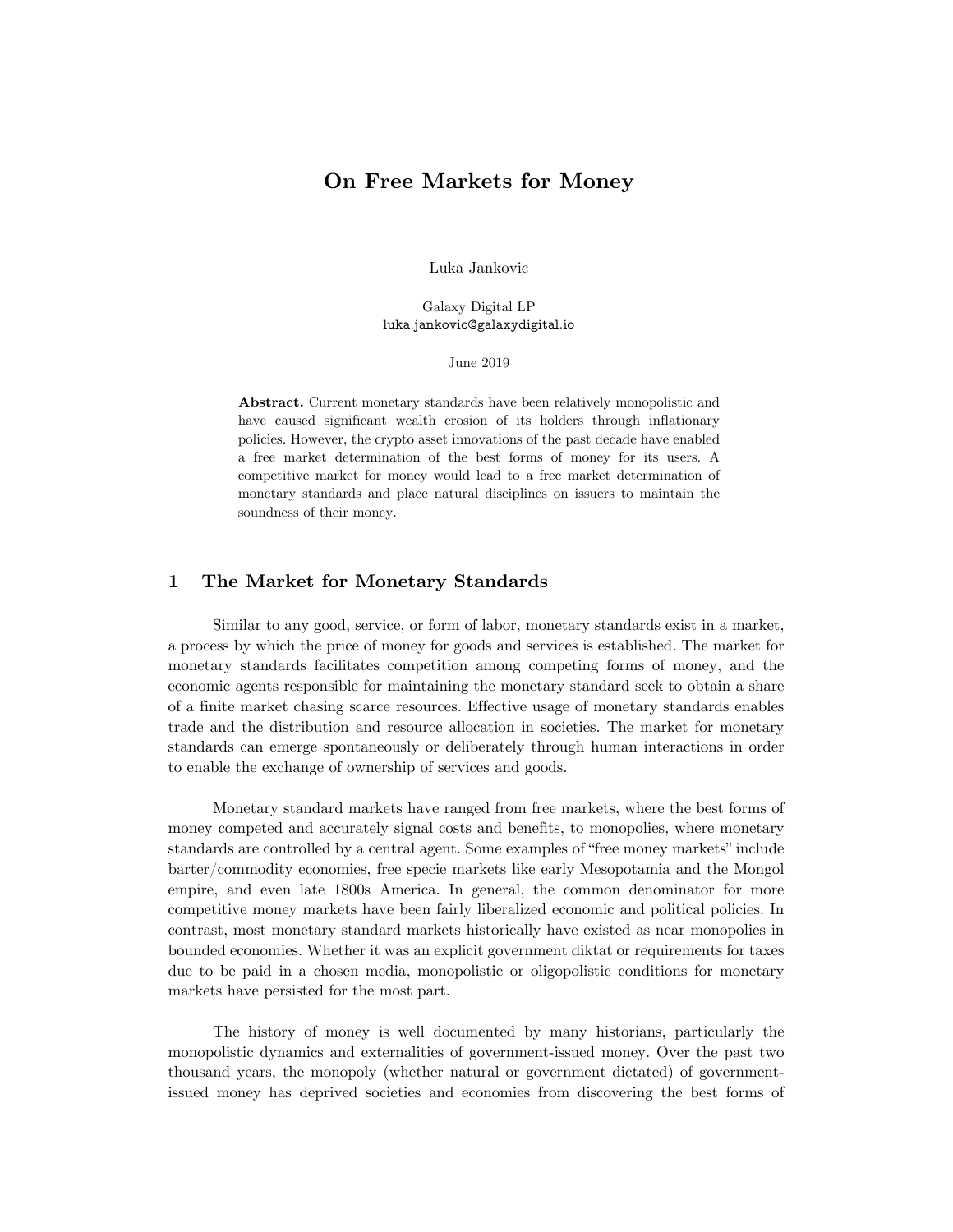# On Free Markets for Money

Luka Jankovic

Galaxy Digital LP
luka.jankovic@galaxydigital.io

June 2019

**Abstract.** Current monetary standards have been relatively monopolistic and have caused significant wealth erosion of its holders through inflationary policies. However, the crypto asset innovations of the past decade have enabled a free market determination of the best forms of money for its users. A competitive market for money would lead to a free market determination of monetary standards and place natural disciplines on issuers to maintain the soundness of their money.

## 1 The Market for Monetary Standards

Similar to any good, service, or form of labor, monetary standards exist in a market, a process by which the price of money for goods and services is established. The market for monetary standards facilitates competition among competing forms of money, and the economic agents responsible for maintaining the monetary standard seek to obtain a share of a finite market chasing scarce resources. Effective usage of monetary standards enables trade and the distribution and resource allocation in societies. The market for monetary standards can emerge spontaneously or deliberately through human interactions in order to enable the exchange of ownership of services and goods.

Monetary standard markets have ranged from free markets, where the best forms of money competed and accurately signal costs and benefits, to monopolies, where monetary standards are controlled by a central agent. Some examples of "free money markets" include barter/commodity economies, free specie markets like early Mesopotamia and the Mongol empire, and even late 1800s America. In general, the common denominator for more competitive money markets have been fairly liberalized economic and political policies. In contrast, most monetary standard markets historically have existed as near monopolies in bounded economies. Whether it was an explicit government diktat or requirements for taxes due to be paid in a chosen media, monopolistic or oligopolistic conditions for monetary markets have persisted for the most part.

The history of money is well documented by many historians, particularly the monopolistic dynamics and externalities of government-issued money. Over the past two thousand years, the monopoly (whether natural or government dictated) of government-issued money has deprived societies and economies from discovering the best forms of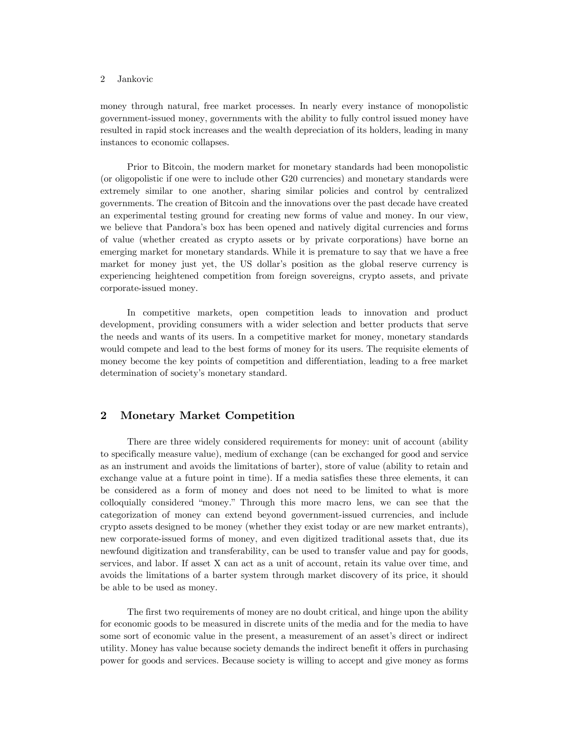money through natural, free market processes. In nearly every instance of monopolistic government-issued money, governments with the ability to fully control issued money have resulted in rapid stock increases and the wealth depreciation of its holders, leading in many instances to economic collapses.

Prior to Bitcoin, the modern market for monetary standards had been monopolistic (or oligopolistic if one were to include other G20 currencies) and monetary standards were extremely similar to one another, sharing similar policies and control by centralized governments. The creation of Bitcoin and the innovations over the past decade have created an experimental testing ground for creating new forms of value and money. In our view, we believe that Pandora's box has been opened and natively digital currencies and forms of value (whether created as crypto assets or by private corporations) have borne an emerging market for monetary standards. While it is premature to say that we have a free market for money just yet, the US dollar's position as the global reserve currency is experiencing heightened competition from foreign sovereigns, crypto assets, and private corporate-issued money.

In competitive markets, open competition leads to innovation and product development, providing consumers with a wider selection and better products that serve the needs and wants of its users. In a competitive market for money, monetary standards would compete and lead to the best forms of money for its users. The requisite elements of money become the key points of competition and differentiation, leading to a free market determination of society's monetary standard.

## 2 Monetary Market Competition

There are three widely considered requirements for money: unit of account (ability to specifically measure value), medium of exchange (can be exchanged for good and service as an instrument and avoids the limitations of barter), store of value (ability to retain and exchange value at a future point in time). If a media satisfies these three elements, it can be considered as a form of money and does not need to be limited to what is more colloquially considered "money." Through this more macro lens, we can see that the categorization of money can extend beyond government-issued currencies, and include crypto assets designed to be money (whether they exist today or are new market entrants), new corporate-issued forms of money, and even digitized traditional assets that, due its newfound digitization and transferability, can be used to transfer value and pay for goods, services, and labor. If asset X can act as a unit of account, retain its value over time, and avoids the limitations of a barter system through market discovery of its price, it should be able to be used as money.

The first two requirements of money are no doubt critical, and hinge upon the ability for economic goods to be measured in discrete units of the media and for the media to have some sort of economic value in the present, a measurement of an asset's direct or indirect utility. Money has value because society demands the indirect benefit it offers in purchasing power for goods and services. Because society is willing to accept and give money as forms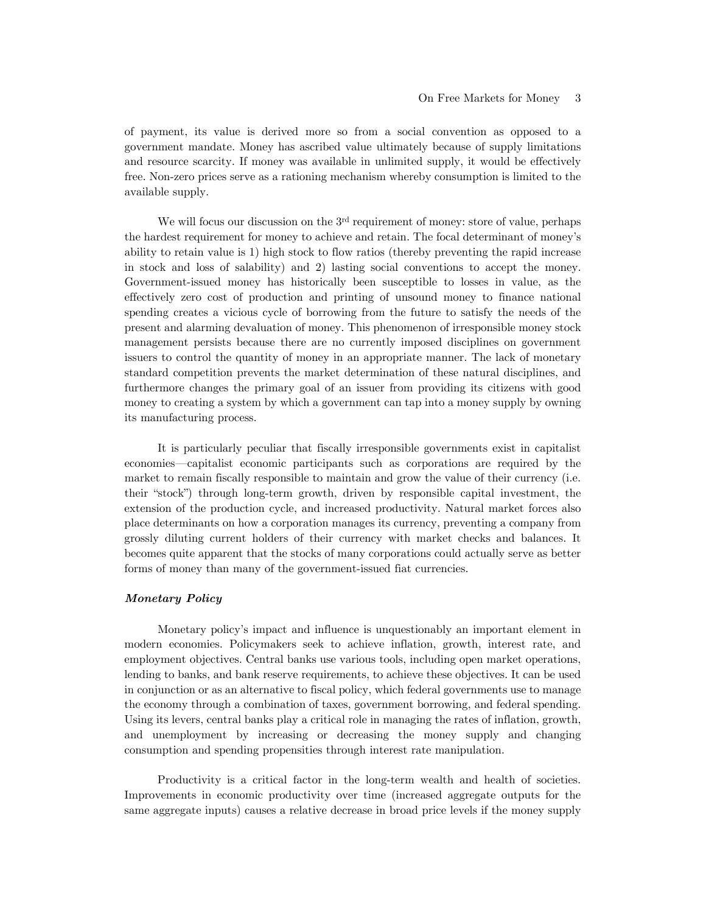of payment, its value is derived more so from a social convention as opposed to a government mandate. Money has ascribed value ultimately because of supply limitations and resource scarcity. If money was available in unlimited supply, it would be effectively free. Non-zero prices serve as a rationing mechanism whereby consumption is limited to the available supply.

We will focus our discussion on the 3rd requirement of money: store of value, perhaps the hardest requirement for money to achieve and retain. The focal determinant of money's ability to retain value is 1) high stock to flow ratios (thereby preventing the rapid increase in stock and loss of salability) and 2) lasting social conventions to accept the money. Government-issued money has historically been susceptible to losses in value, as the effectively zero cost of production and printing of unsound money to finance national spending creates a vicious cycle of borrowing from the future to satisfy the needs of the present and alarming devaluation of money. This phenomenon of irresponsible money stock management persists because there are no currently imposed disciplines on government issuers to control the quantity of money in an appropriate manner. The lack of monetary standard competition prevents the market determination of these natural disciplines, and furthermore changes the primary goal of an issuer from providing its citizens with good money to creating a system by which a government can tap into a money supply by owning its manufacturing process.

It is particularly peculiar that fiscally irresponsible governments exist in capitalist economies—capitalist economic participants such as corporations are required by the market to remain fiscally responsible to maintain and grow the value of their currency (i.e. their "stock") through long-term growth, driven by responsible capital investment, the extension of the production cycle, and increased productivity. Natural market forces also place determinants on how a corporation manages its currency, preventing a company from grossly diluting current holders of their currency with market checks and balances. It becomes quite apparent that the stocks of many corporations could actually serve as better forms of money than many of the government-issued fiat currencies.

### *Monetary Policy*

Monetary policy's impact and influence is unquestionably an important element in modern economies. Policymakers seek to achieve inflation, growth, interest rate, and employment objectives. Central banks use various tools, including open market operations, lending to banks, and bank reserve requirements, to achieve these objectives. It can be used in conjunction or as an alternative to fiscal policy, which federal governments use to manage the economy through a combination of taxes, government borrowing, and federal spending. Using its levers, central banks play a critical role in managing the rates of inflation, growth, and unemployment by increasing or decreasing the money supply and changing consumption and spending propensities through interest rate manipulation.

Productivity is a critical factor in the long-term wealth and health of societies. Improvements in economic productivity over time (increased aggregate outputs for the same aggregate inputs) causes a relative decrease in broad price levels if the money supply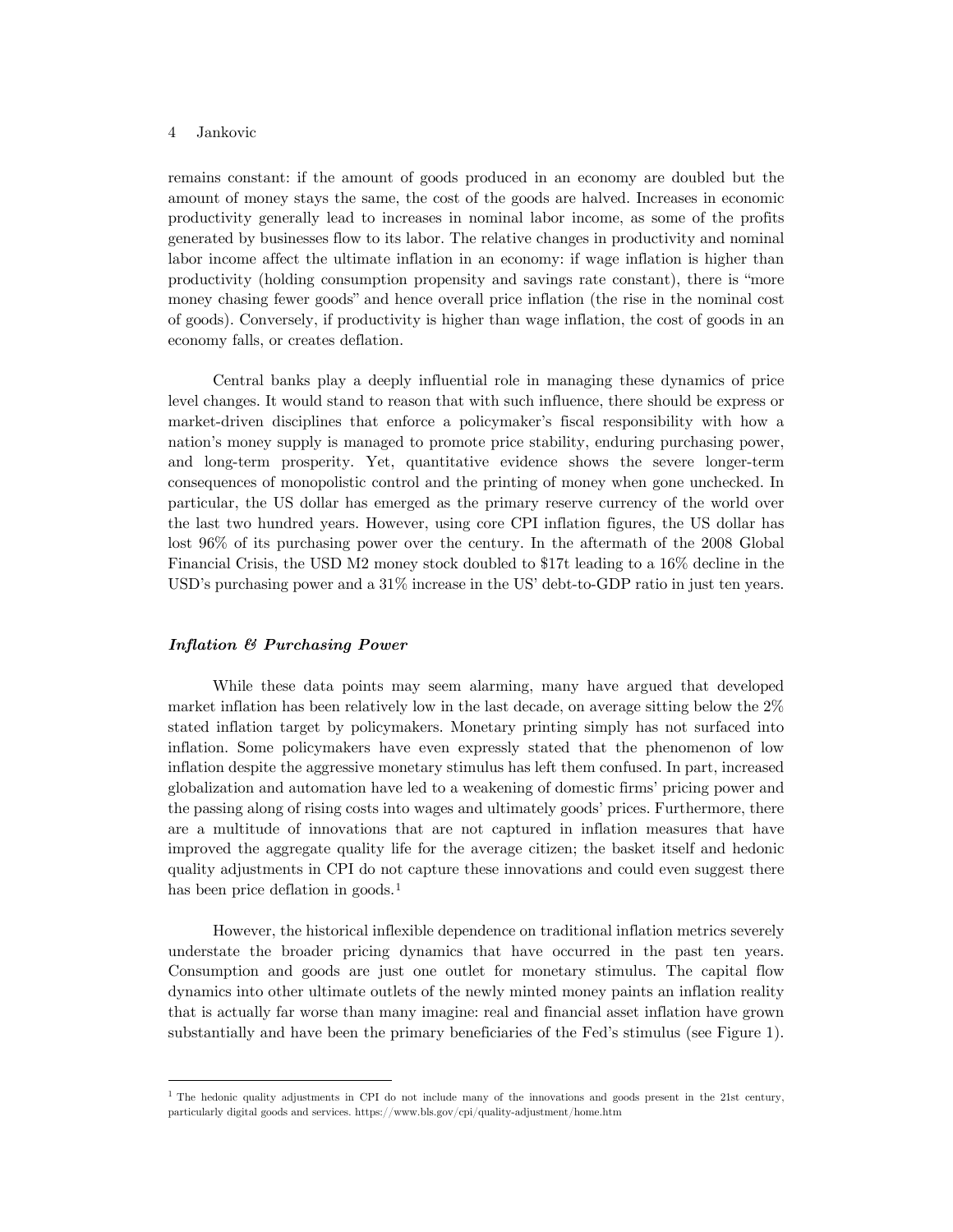remains constant: if the amount of goods produced in an economy are doubled but the amount of money stays the same, the cost of the goods are halved. Increases in economic productivity generally lead to increases in nominal labor income, as some of the profits generated by businesses flow to its labor. The relative changes in productivity and nominal labor income affect the ultimate inflation in an economy: if wage inflation is higher than productivity (holding consumption propensity and savings rate constant), there is "more money chasing fewer goods" and hence overall price inflation (the rise in the nominal cost of goods). Conversely, if productivity is higher than wage inflation, the cost of goods in an economy falls, or creates deflation.

Central banks play a deeply influential role in managing these dynamics of price level changes. It would stand to reason that with such influence, there should be express or market-driven disciplines that enforce a policymaker's fiscal responsibility with how a nation's money supply is managed to promote price stability, enduring purchasing power, and long-term prosperity. Yet, quantitative evidence shows the severe longer-term consequences of monopolistic control and the printing of money when gone unchecked. In particular, the US dollar has emerged as the primary reserve currency of the world over the last two hundred years. However, using core CPI inflation figures, the US dollar has lost 96% of its purchasing power over the century. In the aftermath of the 2008 Global Financial Crisis, the USD M2 money stock doubled to $17t leading to a 16% decline in the USD's purchasing power and a 31% increase in the US' debt-to-GDP ratio in just ten years.

### *Inflation & Purchasing Power*

While these data points may seem alarming, many have argued that developed market inflation has been relatively low in the last decade, on average sitting below the 2% stated inflation target by policymakers. Monetary printing simply has not surfaced into inflation. Some policymakers have even expressly stated that the phenomenon of low inflation despite the aggressive monetary stimulus has left them confused. In part, increased globalization and automation have led to a weakening of domestic firms' pricing power and the passing along of rising costs into wages and ultimately goods' prices. Furthermore, there are a multitude of innovations that are not captured in inflation measures that have improved the aggregate quality life for the average citizen; the basket itself and hedonic quality adjustments in CPI do not capture these innovations and could even suggest there has been price deflation in goods.[1]

However, the historical inflexible dependence on traditional inflation metrics severely understate the broader pricing dynamics that have occurred in the past ten years. Consumption and goods are just one outlet for monetary stimulus. The capital flow dynamics into other ultimate outlets of the newly minted money paints an inflation reality that is actually far worse than many imagine: real and financial asset inflation have grown substantially and have been the primary beneficiaries of the Fed's stimulus (see Figure 1).

[1] The hedonic quality adjustments in CPI do not include many of the innovations and goods present in the 21st century, particularly digital goods and services. https://www.bls.gov/cpi/quality-adjustment/home.htm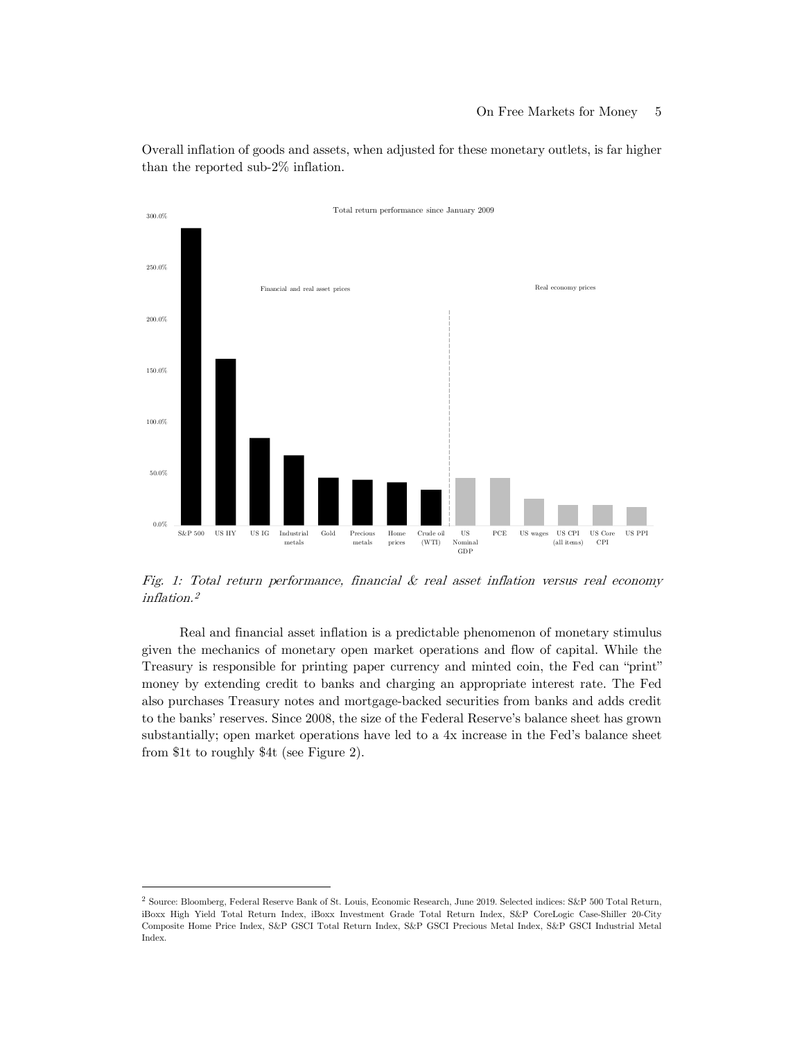Overall inflation of goods and assets, when adjusted for these monetary outlets, is far higher than the reported sub-2% inflation.

*Fig. 1: Total return performance, financial & real asset inflation versus real economy inflation.*[2]

Real and financial asset inflation is a predictable phenomenon of monetary stimulus given the mechanics of monetary open market operations and flow of capital. While the Treasury is responsible for printing paper currency and minted coin, the Fed can "print" money by extending credit to banks and charging an appropriate interest rate. The Fed also purchases Treasury notes and mortgage-backed securities from banks and adds credit to the banks' reserves. Since 2008, the size of the Federal Reserve's balance sheet has grown substantially; open market operations have led to a 4x increase in the Fed's balance sheet from $1t to roughly $4t (see Figure 2).

[2] Source: Bloomberg, Federal Reserve Bank of St. Louis, Economic Research, June 2019. Selected indices: S&P 500 Total Return, iBoxx High Yield Total Return Index, iBoxx Investment Grade Total Return Index, S&P CoreLogic Case-Shiller 20-City Composite Home Price Index, S&P GSCI Total Return Index, S&P GSCI Precious Metal Index, S&P GSCI Industrial Metal Index.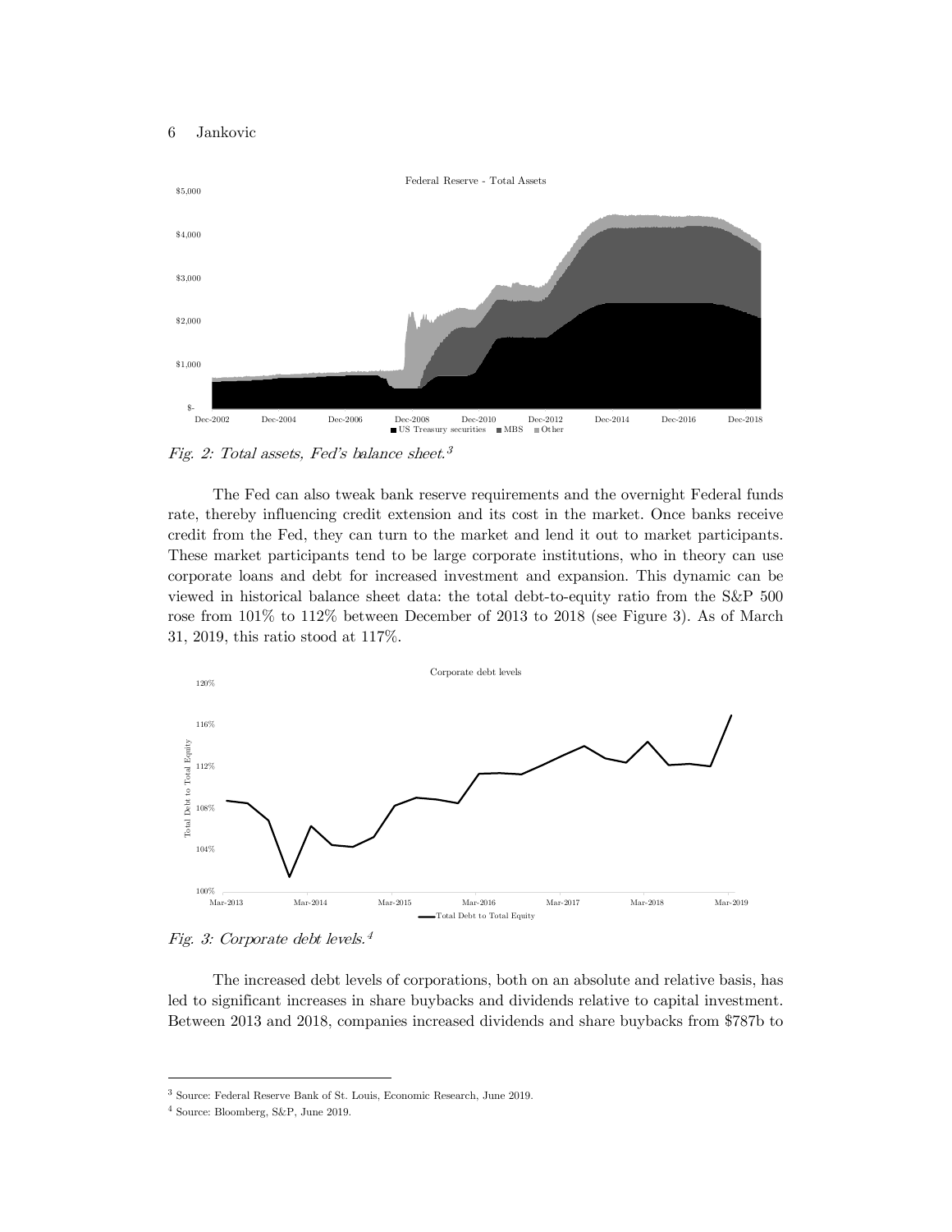Fig. 2: Total assets, Fed's balance sheet.[3]

The Fed can also tweak bank reserve requirements and the overnight Federal funds rate, thereby influencing credit extension and its cost in the market. Once banks receive credit from the Fed, they can turn to the market and lend it out to market participants. These market participants tend to be large corporate institutions, who in theory can use corporate loans and debt for increased investment and expansion. This dynamic can be viewed in historical balance sheet data: the total debt-to-equity ratio from the S&P 500 rose from 101% to 112% between December of 2013 to 2018 (see Figure 3). As of March 31, 2019, this ratio stood at 117%.

Fig. 3: Corporate debt levels.[4]

The increased debt levels of corporations, both on an absolute and relative basis, has led to significant increases in share buybacks and dividends relative to capital investment. Between 2013 and 2018, companies increased dividends and share buybacks from $787b to

---

[3] Source: Federal Reserve Bank of St. Louis, Economic Research, June 2019.

[4] Source: Bloomberg, S&P, June 2019.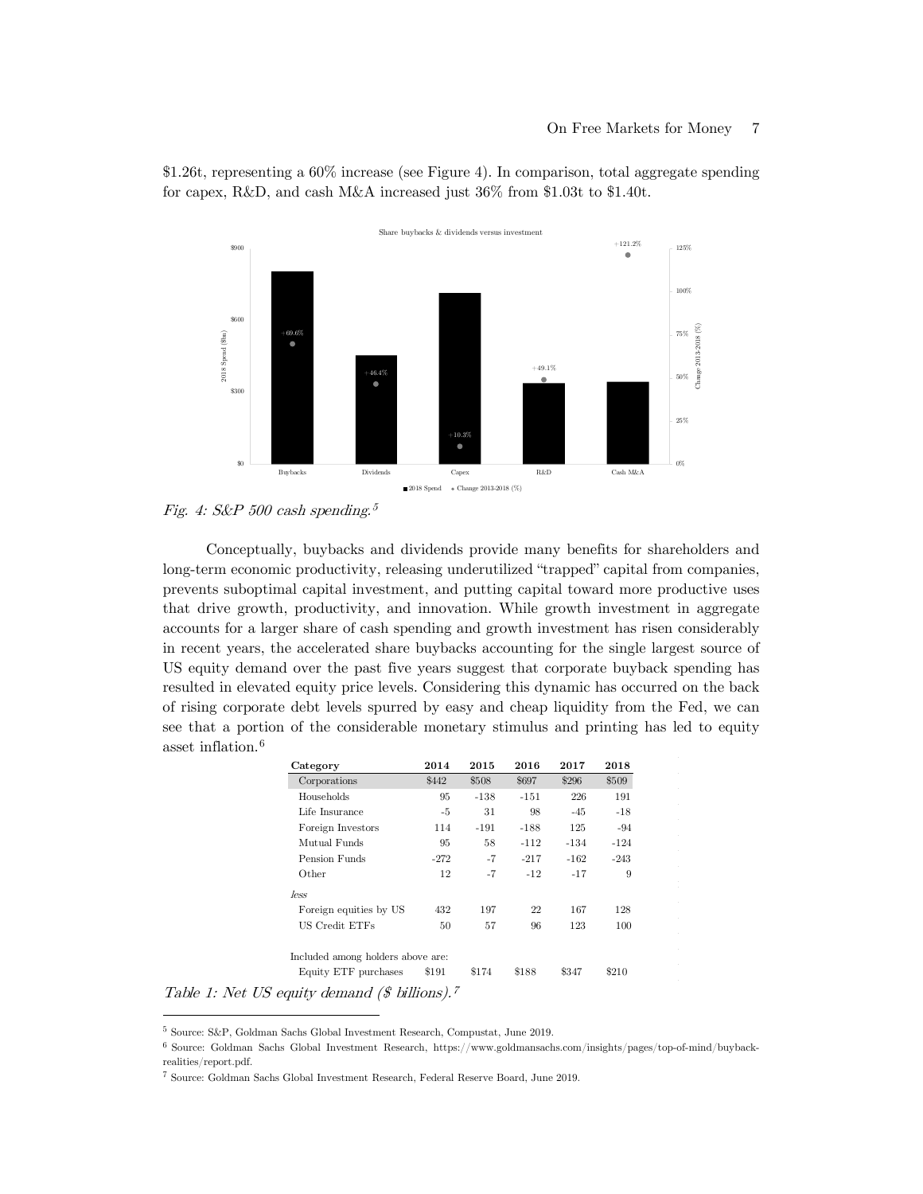$1.26t, representing a 60% increase (see Figure 4). In comparison, total aggregate spending for capex, R&D, and cash M&A increased just 36% from $1.03t to $1.40t.

*Fig. 4: S&P 500 cash spending.*[5]

Conceptually, buybacks and dividends provide many benefits for shareholders and long-term economic productivity, releasing underutilized "trapped" capital from companies, prevents suboptimal capital investment, and putting capital toward more productive uses that drive growth, productivity, and innovation. While growth investment in aggregate accounts for a larger share of cash spending and growth investment has risen considerably in recent years, the accelerated share buybacks accounting for the single largest source of US equity demand over the past five years suggest that corporate buyback spending has resulted in elevated equity price levels. Considering this dynamic has occurred on the back of rising corporate debt levels spurred by easy and cheap liquidity from the Fed, we can see that a portion of the considerable monetary stimulus and printing has led to equity asset inflation.[6]

| Category | 2014 | 2015 | 2016 | 2017 | 2018 |
|---|---|---|---|---|---|
| Corporations | $442 | $508 | $697 | $296 | $509 |
| Households | 95 | -138 | -151 | 226 | 191 |
| Life Insurance | -5 | 31 | 98 | -45 | -18 |
| Foreign Investors | 114 | -191 | -188 | 125 | -94 |
| Mutual Funds | 95 | 58 | -112 | -134 | -124 |
| Pension Funds | -272 | -7 | -217 | -162 | -243 |
| Other | 12 | -7 | -12 | -17 | 9 |
| *less* | | | | | |
| Foreign equities by US | 432 | 197 | 22 | 167 | 128 |
| US Credit ETFs | 50 | 57 | 96 | 123 | 100 |
| Included among holders above are: | | | | | |
| Equity ETF purchases | $191 | $174 | $188 | $347 | $210 |

*Table 1: Net US equity demand ($ billions).*[7]

[5] Source: S&P, Goldman Sachs Global Investment Research, Compustat, June 2019.

[6] Source: Goldman Sachs Global Investment Research, https://www.goldmansachs.com/insights/pages/top-of-mind/buyback-realities/report.pdf.

[7] Source: Goldman Sachs Global Investment Research, Federal Reserve Board, June 2019.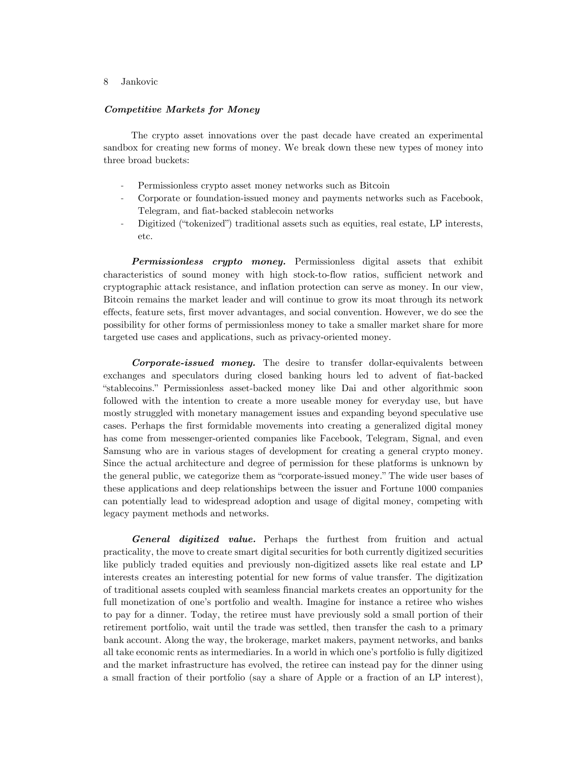### *Competitive Markets for Money*

The crypto asset innovations over the past decade have created an experimental sandbox for creating new forms of money. We break down these new types of money into three broad buckets:

- Permissionless crypto asset money networks such as Bitcoin
- Corporate or foundation-issued money and payments networks such as Facebook, Telegram, and fiat-backed stablecoin networks
- Digitized ("tokenized") traditional assets such as equities, real estate, LP interests, etc.

***Permissionless crypto money.*** Permissionless digital assets that exhibit characteristics of sound money with high stock-to-flow ratios, sufficient network and cryptographic attack resistance, and inflation protection can serve as money. In our view, Bitcoin remains the market leader and will continue to grow its moat through its network effects, feature sets, first mover advantages, and social convention. However, we do see the possibility for other forms of permissionless money to take a smaller market share for more targeted use cases and applications, such as privacy-oriented money.

***Corporate-issued money.*** The desire to transfer dollar-equivalents between exchanges and speculators during closed banking hours led to advent of fiat-backed "stablecoins." Permissionless asset-backed money like Dai and other algorithmic soon followed with the intention to create a more useable money for everyday use, but have mostly struggled with monetary management issues and expanding beyond speculative use cases. Perhaps the first formidable movements into creating a generalized digital money has come from messenger-oriented companies like Facebook, Telegram, Signal, and even Samsung who are in various stages of development for creating a general crypto money. Since the actual architecture and degree of permission for these platforms is unknown by the general public, we categorize them as "corporate-issued money." The wide user bases of these applications and deep relationships between the issuer and Fortune 1000 companies can potentially lead to widespread adoption and usage of digital money, competing with legacy payment methods and networks.

***General digitized value.*** Perhaps the furthest from fruition and actual practicality, the move to create smart digital securities for both currently digitized securities like publicly traded equities and previously non-digitized assets like real estate and LP interests creates an interesting potential for new forms of value transfer. The digitization of traditional assets coupled with seamless financial markets creates an opportunity for the full monetization of one's portfolio and wealth. Imagine for instance a retiree who wishes to pay for a dinner. Today, the retiree must have previously sold a small portion of their retirement portfolio, wait until the trade was settled, then transfer the cash to a primary bank account. Along the way, the brokerage, market makers, payment networks, and banks all take economic rents as intermediaries. In a world in which one's portfolio is fully digitized and the market infrastructure has evolved, the retiree can instead pay for the dinner using a small fraction of their portfolio (say a share of Apple or a fraction of an LP interest),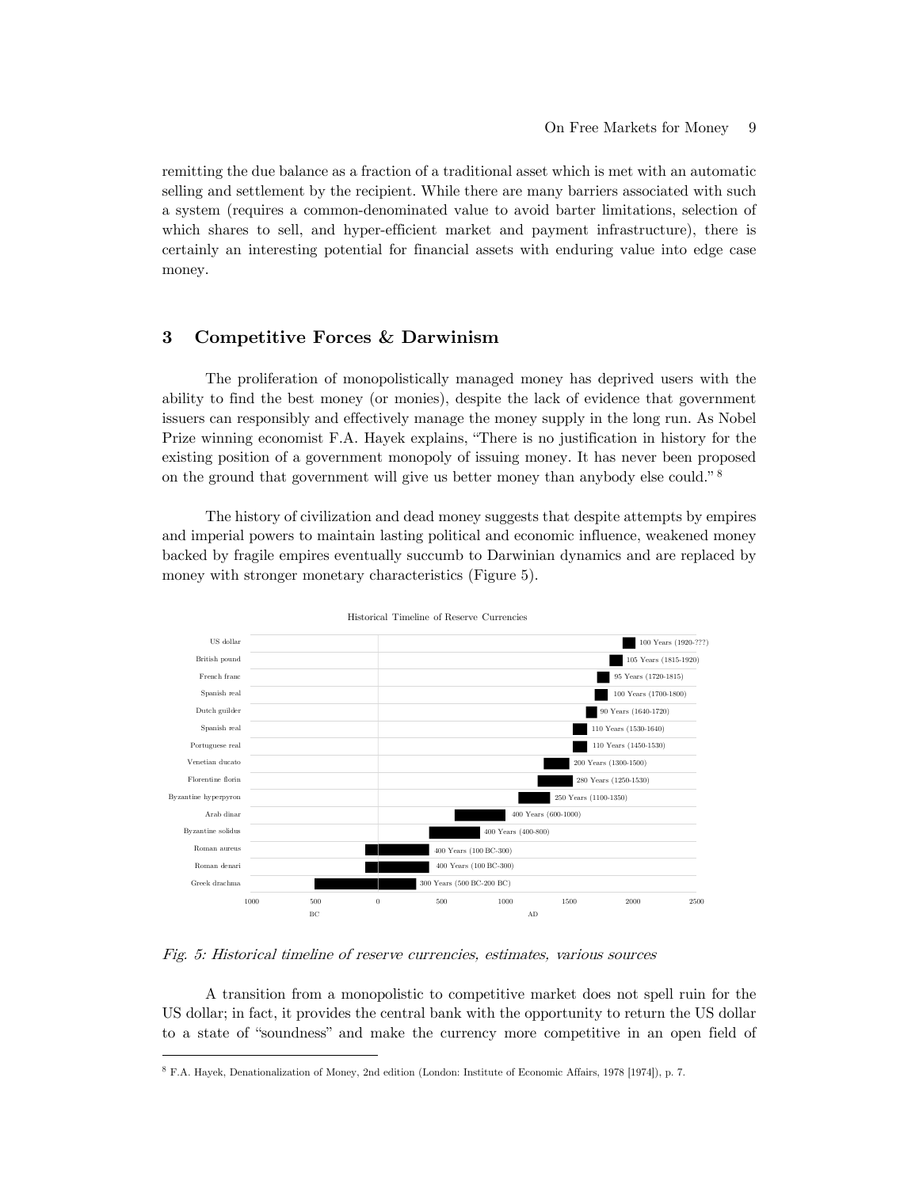remitting the due balance as a fraction of a traditional asset which is met with an automatic selling and settlement by the recipient. While there are many barriers associated with such a system (requires a common-denominated value to avoid barter limitations, selection of which shares to sell, and hyper-efficient market and payment infrastructure), there is certainly an interesting potential for financial assets with enduring value into edge case money.

## 3 Competitive Forces & Darwinism

The proliferation of monopolistically managed money has deprived users with the ability to find the best money (or monies), despite the lack of evidence that government issuers can responsibly and effectively manage the money supply in the long run. As Nobel Prize winning economist F.A. Hayek explains, "There is no justification in history for the existing position of a government monopoly of issuing money. It has never been proposed on the ground that government will give us better money than anybody else could." [8]

The history of civilization and dead money suggests that despite attempts by empires and imperial powers to maintain lasting political and economic influence, weakened money backed by fragile empires eventually succumb to Darwinian dynamics and are replaced by money with stronger monetary characteristics (Figure 5).

Historical Timeline of Reserve Currencies

| Currency | Duration |
|---|---|
| US dollar | 100 Years (1920-???) |
| British pound | 105 Years (1815-1920) |
| French franc | 95 Years (1720-1815) |
| Spanish real | 100 Years (1700-1800) |
| Dutch guilder | 90 Years (1640-1720) |
| Spanish real | 110 Years (1530-1640) |
| Portuguese real | 110 Years (1450-1530) |
| Venetian ducato | 200 Years (1300-1500) |
| Florentine florin | 280 Years (1250-1530) |
| Byzantine hyperpyron | 250 Years (1100-1350) |
| Arab dinar | 400 Years (600-1000) |
| Byzantine solidus | 400 Years (400-800) |
| Roman aureus | 400 Years (100 BC-300) |
| Roman denari | 400 Years (100 BC-300) |
| Greek drachma | 300 Years (500 BC-200 BC) |

*Fig. 5: Historical timeline of reserve currencies, estimates, various sources*

A transition from a monopolistic to competitive market does not spell ruin for the US dollar; in fact, it provides the central bank with the opportunity to return the US dollar to a state of "soundness" and make the currency more competitive in an open field of

[8] F.A. Hayek, Denationalization of Money, 2nd edition (London: Institute of Economic Affairs, 1978 [1974]), p. 7.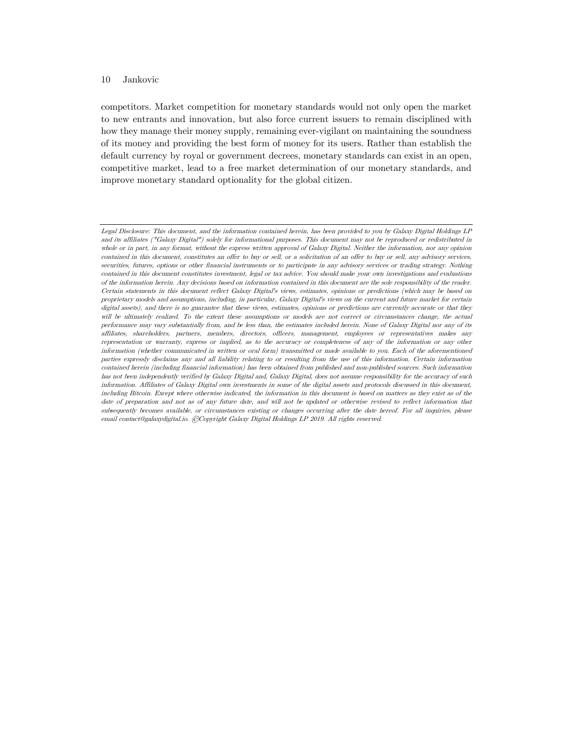competitors. Market competition for monetary standards would not only open the market to new entrants and innovation, but also force current issuers to remain disciplined with how they manage their money supply, remaining ever-vigilant on maintaining the soundness of its money and providing the best form of money for its users. Rather than establish the default currency by royal or government decrees, monetary standards can exist in an open, competitive market, lead to a free market determination of our monetary standards, and improve monetary standard optionality for the global citizen.

---

*Legal Disclosure: This document, and the information contained herein, has been provided to you by Galaxy Digital Holdings LP and its affiliates ("Galaxy Digital") solely for informational purposes. This document may not be reproduced or redistributed in whole or in part, in any format, without the express written approval of Galaxy Digital. Neither the information, nor any opinion contained in this document, constitutes an offer to buy or sell, or a solicitation of an offer to buy or sell, any advisory services, securities, futures, options or other financial instruments or to participate in any advisory services or trading strategy. Nothing contained in this document constitutes investment, legal or tax advice. You should make your own investigations and evaluations of the information herein. Any decisions based on information contained in this document are the sole responsibility of the reader. Certain statements in this document reflect Galaxy Digital's views, estimates, opinions or predictions (which may be based on proprietary models and assumptions, including, in particular, Galaxy Digital's views on the current and future market for certain digital assets), and there is no guarantee that these views, estimates, opinions or predictions are currently accurate or that they will be ultimately realized. To the extent these assumptions or models are not correct or circumstances change, the actual performance may vary substantially from, and be less than, the estimates included herein. None of Galaxy Digital nor any of its affiliates, shareholders, partners, members, directors, officers, management, employees or representatives makes any representation or warranty, express or implied, as to the accuracy or completeness of any of the information or any other information (whether communicated in written or oral form) transmitted or made available to you. Each of the aforementioned parties expressly disclaims any and all liability relating to or resulting from the use of this information. Certain information contained herein (including financial information) has been obtained from published and non-published sources. Such information has not been independently verified by Galaxy Digital and, Galaxy Digital, does not assume responsibility for the accuracy of such information. Affiliates of Galaxy Digital own investments in some of the digital assets and protocols discussed in this document, including Bitcoin. Except where otherwise indicated, the information in this document is based on matters as they exist as of the date of preparation and not as of any future date, and will not be updated or otherwise revised to reflect information that subsequently becomes available, or circumstances existing or changes occurring after the date hereof. For all inquiries, please email contact@galaxydigital.io. ©Copyright Galaxy Digital Holdings LP 2019. All rights reserved.*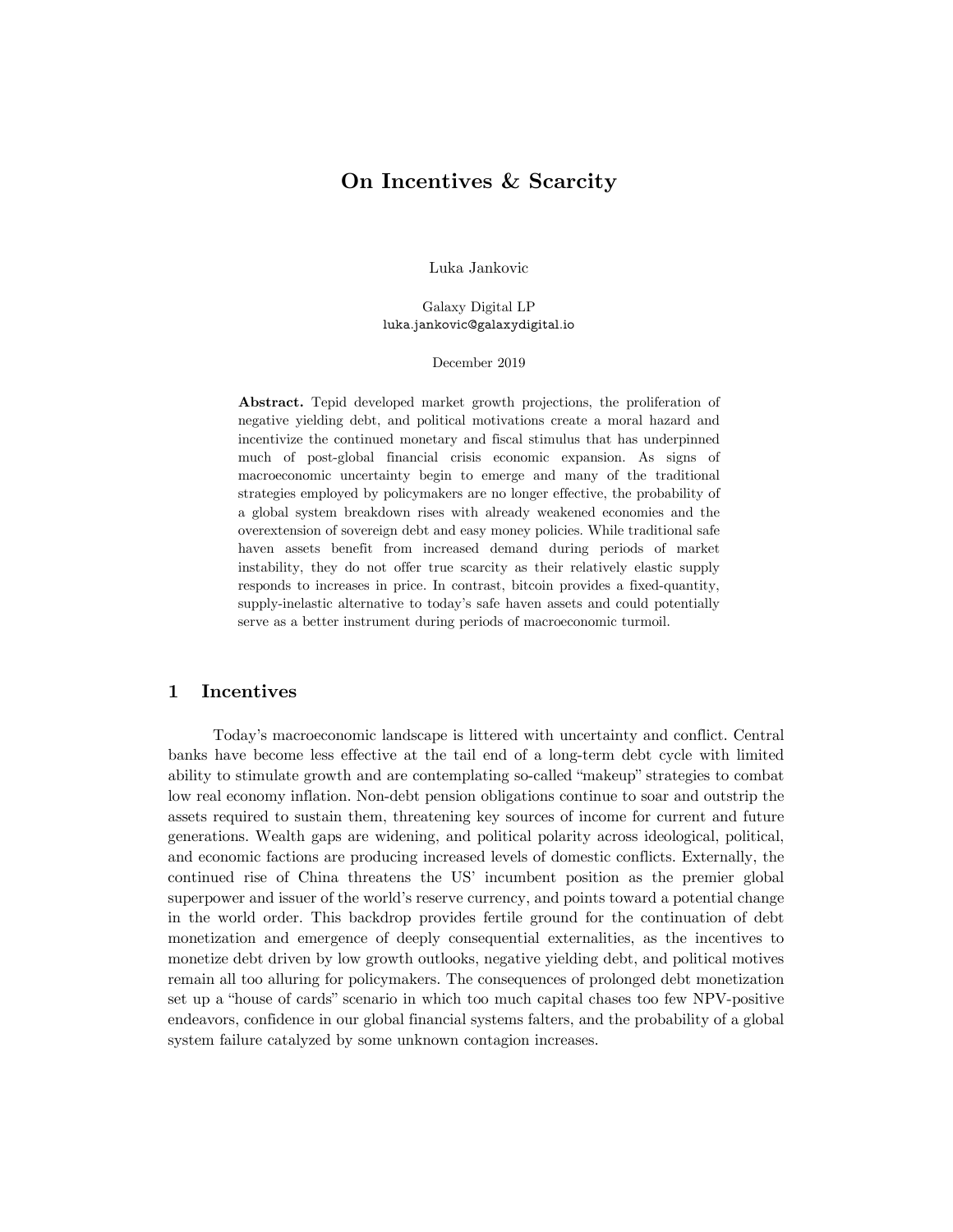# On Incentives & Scarcity

Luka Jankovic

Galaxy Digital LP
luka.jankovic@galaxydigital.io

December 2019

**Abstract.** Tepid developed market growth projections, the proliferation of negative yielding debt, and political motivations create a moral hazard and incentivize the continued monetary and fiscal stimulus that has underpinned much of post-global financial crisis economic expansion. As signs of macroeconomic uncertainty begin to emerge and many of the traditional strategies employed by policymakers are no longer effective, the probability of a global system breakdown rises with already weakened economies and the overextension of sovereign debt and easy money policies. While traditional safe haven assets benefit from increased demand during periods of market instability, they do not offer true scarcity as their relatively elastic supply responds to increases in price. In contrast, bitcoin provides a fixed-quantity, supply-inelastic alternative to today's safe haven assets and could potentially serve as a better instrument during periods of macroeconomic turmoil.

## 1 Incentives

Today's macroeconomic landscape is littered with uncertainty and conflict. Central banks have become less effective at the tail end of a long-term debt cycle with limited ability to stimulate growth and are contemplating so-called "makeup" strategies to combat low real economy inflation. Non-debt pension obligations continue to soar and outstrip the assets required to sustain them, threatening key sources of income for current and future generations. Wealth gaps are widening, and political polarity across ideological, political, and economic factions are producing increased levels of domestic conflicts. Externally, the continued rise of China threatens the US' incumbent position as the premier global superpower and issuer of the world's reserve currency, and points toward a potential change in the world order. This backdrop provides fertile ground for the continuation of debt monetization and emergence of deeply consequential externalities, as the incentives to monetize debt driven by low growth outlooks, negative yielding debt, and political motives remain all too alluring for policymakers. The consequences of prolonged debt monetization set up a "house of cards" scenario in which too much capital chases too few NPV-positive endeavors, confidence in our global financial systems falters, and the probability of a global system failure catalyzed by some unknown contagion increases.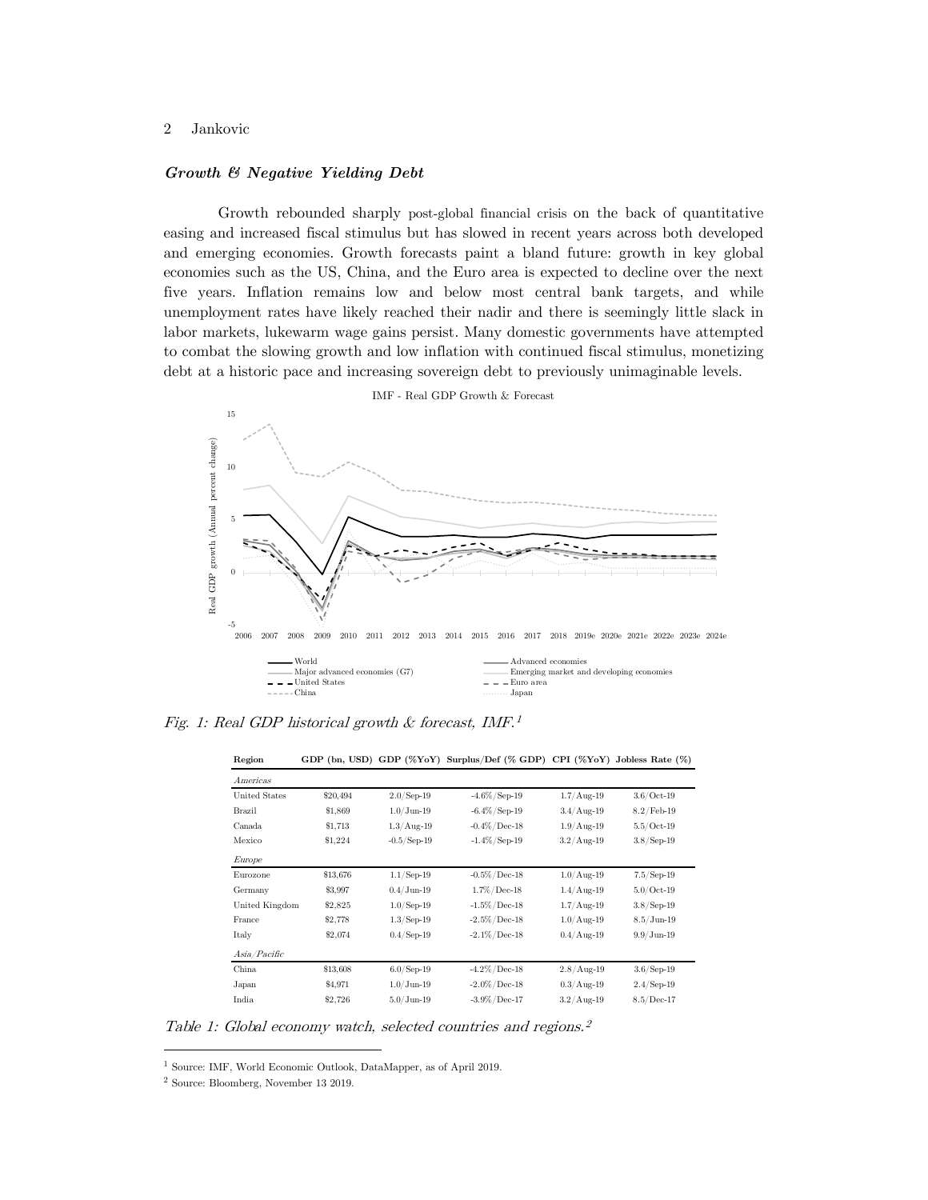### *Growth & Negative Yielding Debt*

Growth rebounded sharply post-global financial crisis on the back of quantitative easing and increased fiscal stimulus but has slowed in recent years across both developed and emerging economies. Growth forecasts paint a bland future: growth in key global economies such as the US, China, and the Euro area is expected to decline over the next five years. Inflation remains low and below most central bank targets, and while unemployment rates have likely reached their nadir and there is seemingly little slack in labor markets, lukewarm wage gains persist. Many domestic governments have attempted to combat the slowing growth and low inflation with continued fiscal stimulus, monetizing debt at a historic pace and increasing sovereign debt to previously unimaginable levels.

*Fig. 1: Real GDP historical growth & forecast, IMF.*[1]

| Region | GDP (bn, USD) | GDP (%YoY) | Surplus/Def (% GDP) | CPI (%YoY) | Jobless Rate (%) |
|---|---|---|---|---|---|
| *Americas* | | | | | |
| United States | $20,494 | 2.0/Sep-19 | -4.6%/Sep-19 | 1.7/Aug-19 | 3.6/Oct-19 |
| Brazil | $1,869 | 1.0/Jun-19 | -6.4%/Sep-19 | 3.4/Aug-19 | 8.2/Feb-19 |
| Canada | $1,713 | 1.3/Aug-19 | -0.4%/Dec-18 | 1.9/Aug-19 | 5.5/Oct-19 |
| Mexico | $1,224 | -0.5/Sep-19 | -1.4%/Sep-19 | 3.2/Aug-19 | 3.8/Sep-19 |
| *Europe* | | | | | |
| Eurozone | $13,676 | 1.1/Sep-19 | -0.5%/Dec-18 | 1.0/Aug-19 | 7.5/Sep-19 |
| Germany | $3,997 | 0.4/Jun-19 | 1.7%/Dec-18 | 1.4/Aug-19 | 5.0/Oct-19 |
| United Kingdom | $2,825 | 1.0/Sep-19 | -1.5%/Dec-18 | 1.7/Aug-19 | 3.8/Sep-19 |
| France | $2,778 | 1.3/Sep-19 | -2.5%/Dec-18 | 1.0/Aug-19 | 8.5/Jun-19 |
| Italy | $2,074 | 0.4/Sep-19 | -2.1%/Dec-18 | 0.4/Aug-19 | 9.9/Jun-19 |
| *Asia/Pacific* | | | | | |
| China | $13,608 | 6.0/Sep-19 | -4.2%/Dec-18 | 2.8/Aug-19 | 3.6/Sep-19 |
| Japan | $4,971 | 1.0/Jun-19 | -2.0%/Dec-18 | 0.3/Aug-19 | 2.4/Sep-19 |
| India | $2,726 | 5.0/Jun-19 | -3.9%/Dec-17 | 3.2/Aug-19 | 8.5/Dec-17 |

*Table 1: Global economy watch, selected countries and regions.*[2]

[1] Source: IMF, World Economic Outlook, DataMapper, as of April 2019.

[2] Source: Bloomberg, November 13 2019.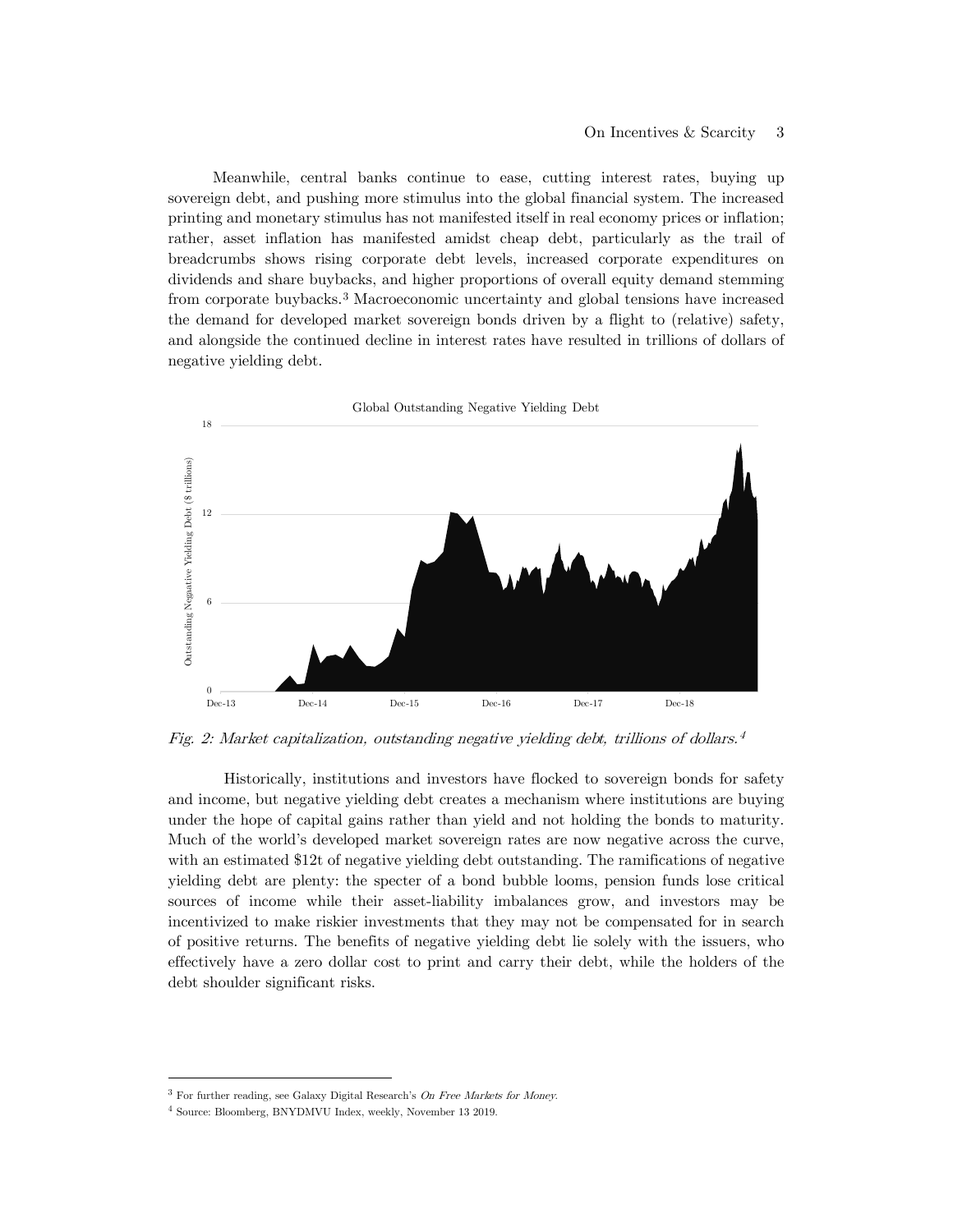Meanwhile, central banks continue to ease, cutting interest rates, buying up sovereign debt, and pushing more stimulus into the global financial system. The increased printing and monetary stimulus has not manifested itself in real economy prices or inflation; rather, asset inflation has manifested amidst cheap debt, particularly as the trail of breadcrumbs shows rising corporate debt levels, increased corporate expenditures on dividends and share buybacks, and higher proportions of overall equity demand stemming from corporate buybacks.[3] Macroeconomic uncertainty and global tensions have increased the demand for developed market sovereign bonds driven by a flight to (relative) safety, and alongside the continued decline in interest rates have resulted in trillions of dollars of negative yielding debt.

*Fig. 2: Market capitalization, outstanding negative yielding debt, trillions of dollars.[4]*

Historically, institutions and investors have flocked to sovereign bonds for safety and income, but negative yielding debt creates a mechanism where institutions are buying under the hope of capital gains rather than yield and not holding the bonds to maturity. Much of the world's developed market sovereign rates are now negative across the curve, with an estimated $12t of negative yielding debt outstanding. The ramifications of negative yielding debt are plenty: the specter of a bond bubble looms, pension funds lose critical sources of income while their asset-liability imbalances grow, and investors may be incentivized to make riskier investments that they may not be compensated for in search of positive returns. The benefits of negative yielding debt lie solely with the issuers, who effectively have a zero dollar cost to print and carry their debt, while the holders of the debt shoulder significant risks.

---

[3] For further reading, see Galaxy Digital Research's *On Free Markets for Money*.

[4] Source: Bloomberg, BNYDMVU Index, weekly, November 13 2019.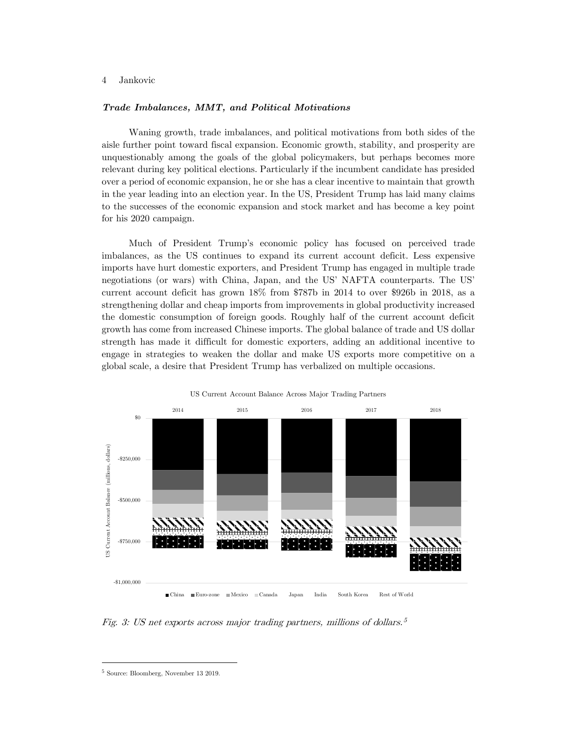### *Trade Imbalances, MMT, and Political Motivations*

Waning growth, trade imbalances, and political motivations from both sides of the aisle further point toward fiscal expansion. Economic growth, stability, and prosperity are unquestionably among the goals of the global policymakers, but perhaps becomes more relevant during key political elections. Particularly if the incumbent candidate has presided over a period of economic expansion, he or she has a clear incentive to maintain that growth in the year leading into an election year. In the US, President Trump has laid many claims to the successes of the economic expansion and stock market and has become a key point for his 2020 campaign.

Much of President Trump's economic policy has focused on perceived trade imbalances, as the US continues to expand its current account deficit. Less expensive imports have hurt domestic exporters, and President Trump has engaged in multiple trade negotiations (or wars) with China, Japan, and the US' NAFTA counterparts. The US' current account deficit has grown 18% from $787b in 2014 to over $926b in 2018, as a strengthening dollar and cheap imports from improvements in global productivity increased the domestic consumption of foreign goods. Roughly half of the current account deficit growth has come from increased Chinese imports. The global balance of trade and US dollar strength has made it difficult for domestic exporters, adding an additional incentive to engage in strategies to weaken the dollar and make US exports more competitive on a global scale, a desire that President Trump has verbalized on multiple occasions.

*Fig. 3: US net exports across major trading partners, millions of dollars.*[5]

[5] Source: Bloomberg, November 13 2019.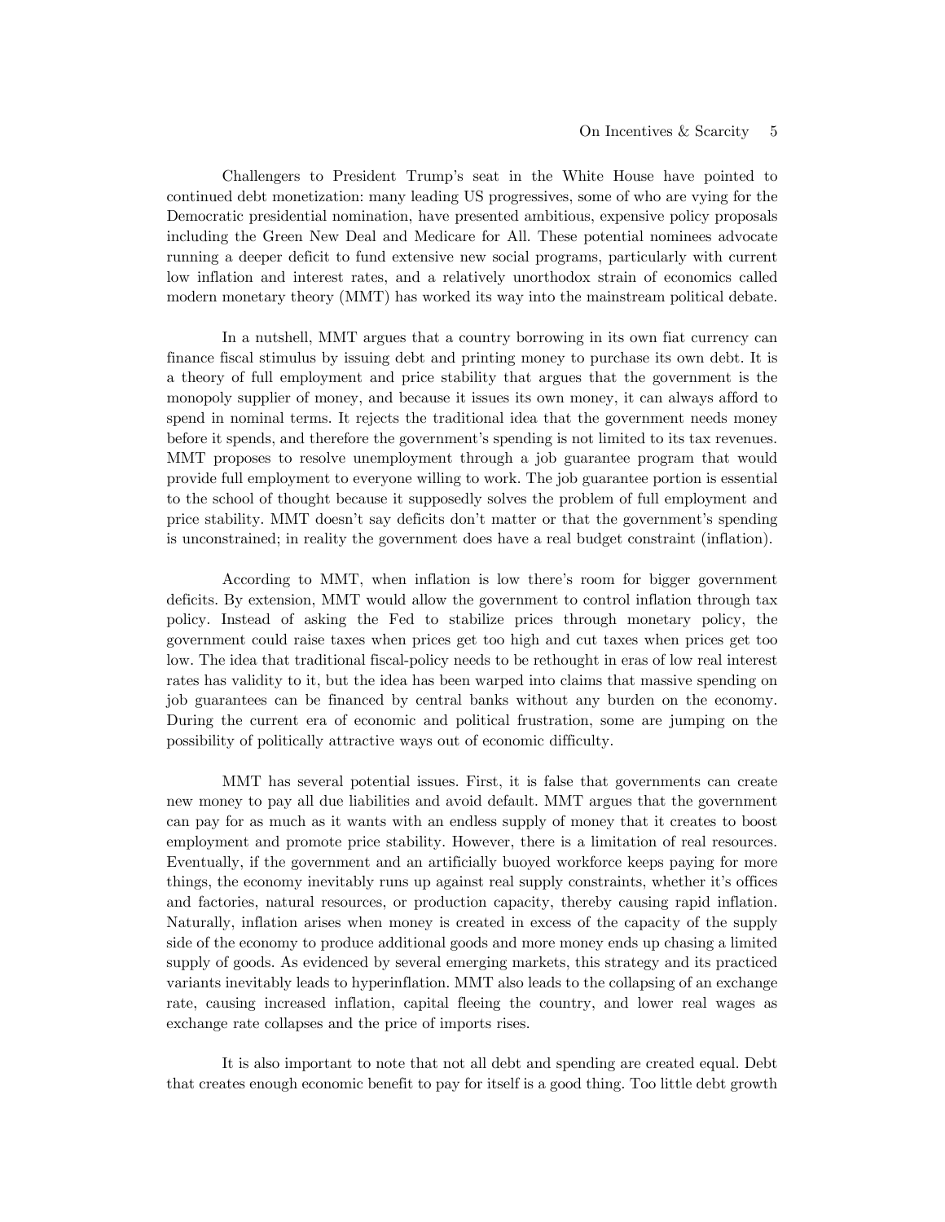Challengers to President Trump's seat in the White House have pointed to continued debt monetization: many leading US progressives, some of who are vying for the Democratic presidential nomination, have presented ambitious, expensive policy proposals including the Green New Deal and Medicare for All. These potential nominees advocate running a deeper deficit to fund extensive new social programs, particularly with current low inflation and interest rates, and a relatively unorthodox strain of economics called modern monetary theory (MMT) has worked its way into the mainstream political debate.

In a nutshell, MMT argues that a country borrowing in its own fiat currency can finance fiscal stimulus by issuing debt and printing money to purchase its own debt. It is a theory of full employment and price stability that argues that the government is the monopoly supplier of money, and because it issues its own money, it can always afford to spend in nominal terms. It rejects the traditional idea that the government needs money before it spends, and therefore the government's spending is not limited to its tax revenues. MMT proposes to resolve unemployment through a job guarantee program that would provide full employment to everyone willing to work. The job guarantee portion is essential to the school of thought because it supposedly solves the problem of full employment and price stability. MMT doesn't say deficits don't matter or that the government's spending is unconstrained; in reality the government does have a real budget constraint (inflation).

According to MMT, when inflation is low there's room for bigger government deficits. By extension, MMT would allow the government to control inflation through tax policy. Instead of asking the Fed to stabilize prices through monetary policy, the government could raise taxes when prices get too high and cut taxes when prices get too low. The idea that traditional fiscal-policy needs to be rethought in eras of low real interest rates has validity to it, but the idea has been warped into claims that massive spending on job guarantees can be financed by central banks without any burden on the economy. During the current era of economic and political frustration, some are jumping on the possibility of politically attractive ways out of economic difficulty.

MMT has several potential issues. First, it is false that governments can create new money to pay all due liabilities and avoid default. MMT argues that the government can pay for as much as it wants with an endless supply of money that it creates to boost employment and promote price stability. However, there is a limitation of real resources. Eventually, if the government and an artificially buoyed workforce keeps paying for more things, the economy inevitably runs up against real supply constraints, whether it's offices and factories, natural resources, or production capacity, thereby causing rapid inflation. Naturally, inflation arises when money is created in excess of the capacity of the supply side of the economy to produce additional goods and more money ends up chasing a limited supply of goods. As evidenced by several emerging markets, this strategy and its practiced variants inevitably leads to hyperinflation. MMT also leads to the collapsing of an exchange rate, causing increased inflation, capital fleeing the country, and lower real wages as exchange rate collapses and the price of imports rises.

It is also important to note that not all debt and spending are created equal. Debt that creates enough economic benefit to pay for itself is a good thing. Too little debt growth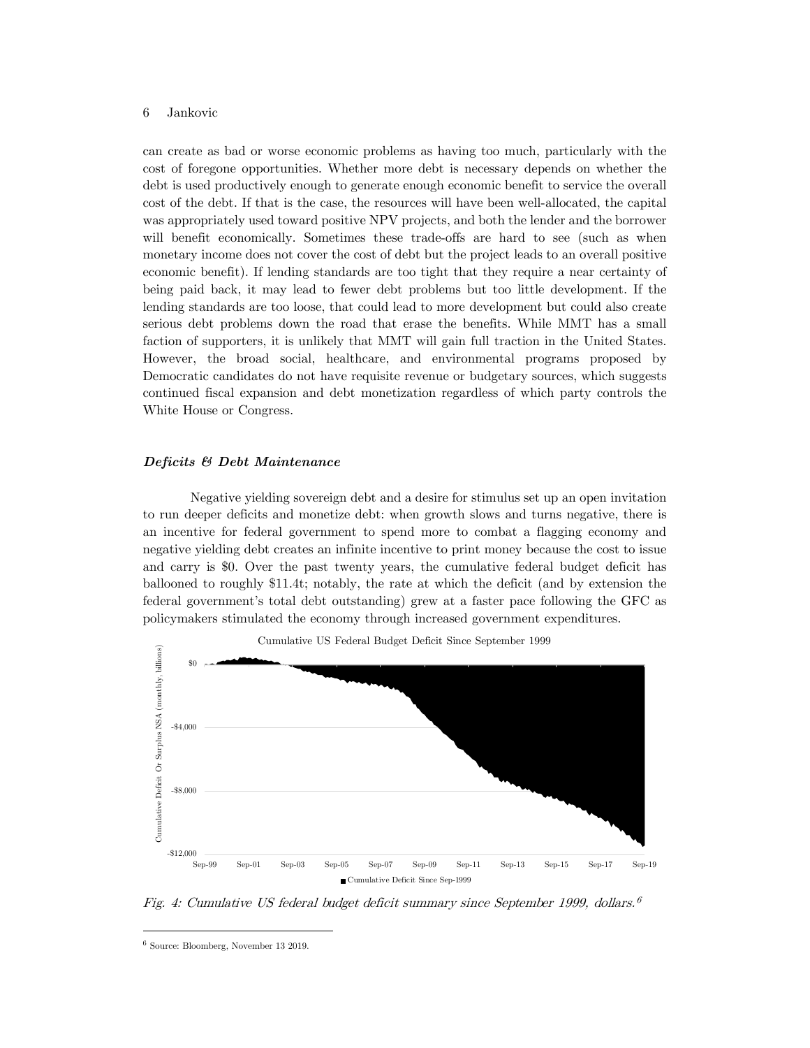can create as bad or worse economic problems as having too much, particularly with the cost of foregone opportunities. Whether more debt is necessary depends on whether the debt is used productively enough to generate enough economic benefit to service the overall cost of the debt. If that is the case, the resources will have been well-allocated, the capital was appropriately used toward positive NPV projects, and both the lender and the borrower will benefit economically. Sometimes these trade-offs are hard to see (such as when monetary income does not cover the cost of debt but the project leads to an overall positive economic benefit). If lending standards are too tight that they require a near certainty of being paid back, it may lead to fewer debt problems but too little development. If the lending standards are too loose, that could lead to more development but could also create serious debt problems down the road that erase the benefits. While MMT has a small faction of supporters, it is unlikely that MMT will gain full traction in the United States. However, the broad social, healthcare, and environmental programs proposed by Democratic candidates do not have requisite revenue or budgetary sources, which suggests continued fiscal expansion and debt monetization regardless of which party controls the White House or Congress.

### *Deficits & Debt Maintenance*

Negative yielding sovereign debt and a desire for stimulus set up an open invitation to run deeper deficits and monetize debt: when growth slows and turns negative, there is an incentive for federal government to spend more to combat a flagging economy and negative yielding debt creates an infinite incentive to print money because the cost to issue and carry is $0. Over the past twenty years, the cumulative federal budget deficit has ballooned to roughly $11.4t; notably, the rate at which the deficit (and by extension the federal government's total debt outstanding) grew at a faster pace following the GFC as policymakers stimulated the economy through increased government expenditures.

*Fig. 4: Cumulative US federal budget deficit summary since September 1999, dollars.*[6]

[6] Source: Bloomberg, November 13 2019.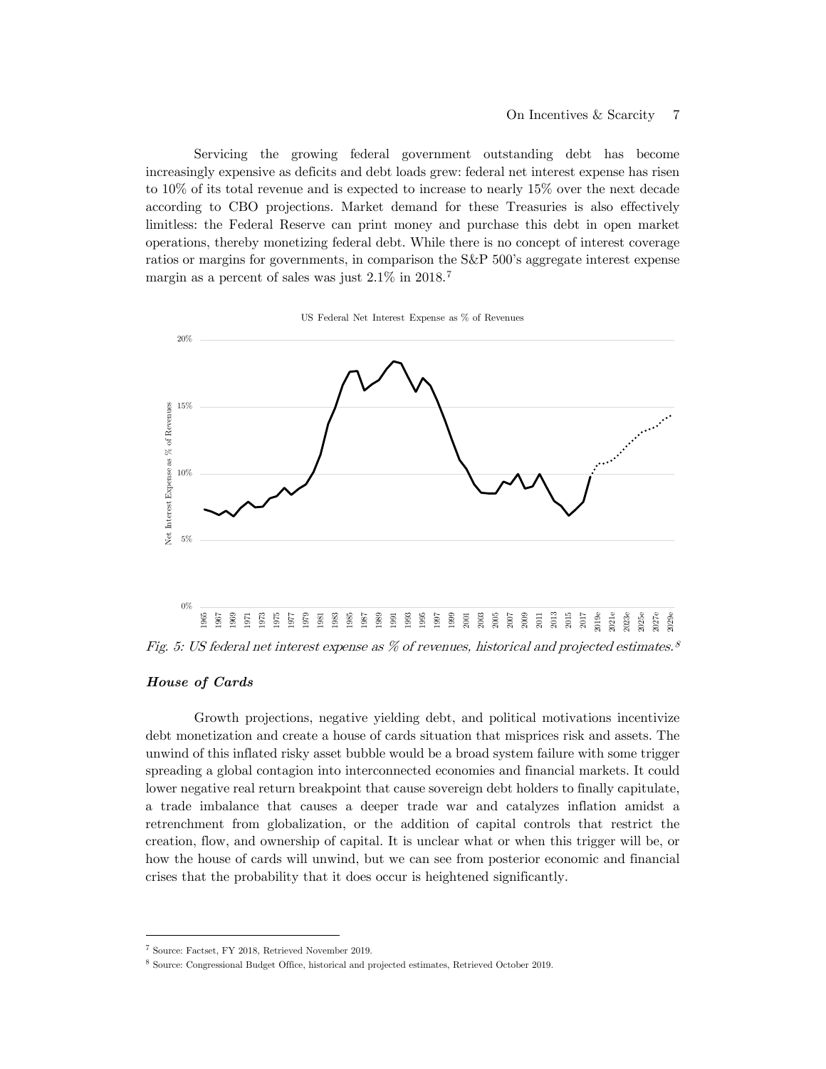Servicing the growing federal government outstanding debt has become increasingly expensive as deficits and debt loads grew: federal net interest expense has risen to 10% of its total revenue and is expected to increase to nearly 15% over the next decade according to CBO projections. Market demand for these Treasuries is also effectively limitless: the Federal Reserve can print money and purchase this debt in open market operations, thereby monetizing federal debt. While there is no concept of interest coverage ratios or margins for governments, in comparison the S&P 500's aggregate interest expense margin as a percent of sales was just 2.1% in 2018.[7]

*Fig. 5: US federal net interest expense as % of revenues, historical and projected estimates.[8]*

### *House of Cards*

Growth projections, negative yielding debt, and political motivations incentivize debt monetization and create a house of cards situation that misprices risk and assets. The unwind of this inflated risky asset bubble would be a broad system failure with some trigger spreading a global contagion into interconnected economies and financial markets. It could lower negative real return breakpoint that cause sovereign debt holders to finally capitulate, a trade imbalance that causes a deeper trade war and catalyzes inflation amidst a retrenchment from globalization, or the addition of capital controls that restrict the creation, flow, and ownership of capital. It is unclear what or when this trigger will be, or how the house of cards will unwind, but we can see from posterior economic and financial crises that the probability that it does occur is heightened significantly.

---

[7] Source: Factset, FY 2018, Retrieved November 2019.

[8] Source: Congressional Budget Office, historical and projected estimates, Retrieved October 2019.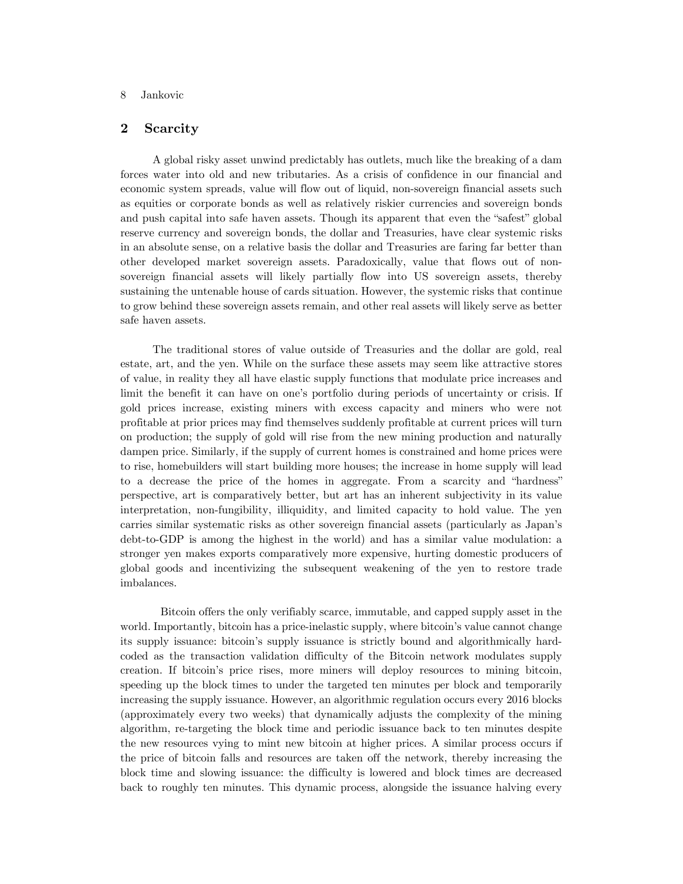## 2 Scarcity

A global risky asset unwind predictably has outlets, much like the breaking of a dam forces water into old and new tributaries. As a crisis of confidence in our financial and economic system spreads, value will flow out of liquid, non-sovereign financial assets such as equities or corporate bonds as well as relatively riskier currencies and sovereign bonds and push capital into safe haven assets. Though its apparent that even the "safest" global reserve currency and sovereign bonds, the dollar and Treasuries, have clear systemic risks in an absolute sense, on a relative basis the dollar and Treasuries are faring far better than other developed market sovereign assets. Paradoxically, value that flows out of non-sovereign financial assets will likely partially flow into US sovereign assets, thereby sustaining the untenable house of cards situation. However, the systemic risks that continue to grow behind these sovereign assets remain, and other real assets will likely serve as better safe haven assets.

The traditional stores of value outside of Treasuries and the dollar are gold, real estate, art, and the yen. While on the surface these assets may seem like attractive stores of value, in reality they all have elastic supply functions that modulate price increases and limit the benefit it can have on one's portfolio during periods of uncertainty or crisis. If gold prices increase, existing miners with excess capacity and miners who were not profitable at prior prices may find themselves suddenly profitable at current prices will turn on production; the supply of gold will rise from the new mining production and naturally dampen price. Similarly, if the supply of current homes is constrained and home prices were to rise, homebuilders will start building more houses; the increase in home supply will lead to a decrease the price of the homes in aggregate. From a scarcity and "hardness" perspective, art is comparatively better, but art has an inherent subjectivity in its value interpretation, non-fungibility, illiquidity, and limited capacity to hold value. The yen carries similar systematic risks as other sovereign financial assets (particularly as Japan's debt-to-GDP is among the highest in the world) and has a similar value modulation: a stronger yen makes exports comparatively more expensive, hurting domestic producers of global goods and incentivizing the subsequent weakening of the yen to restore trade imbalances.

Bitcoin offers the only verifiably scarce, immutable, and capped supply asset in the world. Importantly, bitcoin has a price-inelastic supply, where bitcoin's value cannot change its supply issuance: bitcoin's supply issuance is strictly bound and algorithmically hard-coded as the transaction validation difficulty of the Bitcoin network modulates supply creation. If bitcoin's price rises, more miners will deploy resources to mining bitcoin, speeding up the block times to under the targeted ten minutes per block and temporarily increasing the supply issuance. However, an algorithmic regulation occurs every 2016 blocks (approximately every two weeks) that dynamically adjusts the complexity of the mining algorithm, re-targeting the block time and periodic issuance back to ten minutes despite the new resources vying to mint new bitcoin at higher prices. A similar process occurs if the price of bitcoin falls and resources are taken off the network, thereby increasing the block time and slowing issuance: the difficulty is lowered and block times are decreased back to roughly ten minutes. This dynamic process, alongside the issuance halving every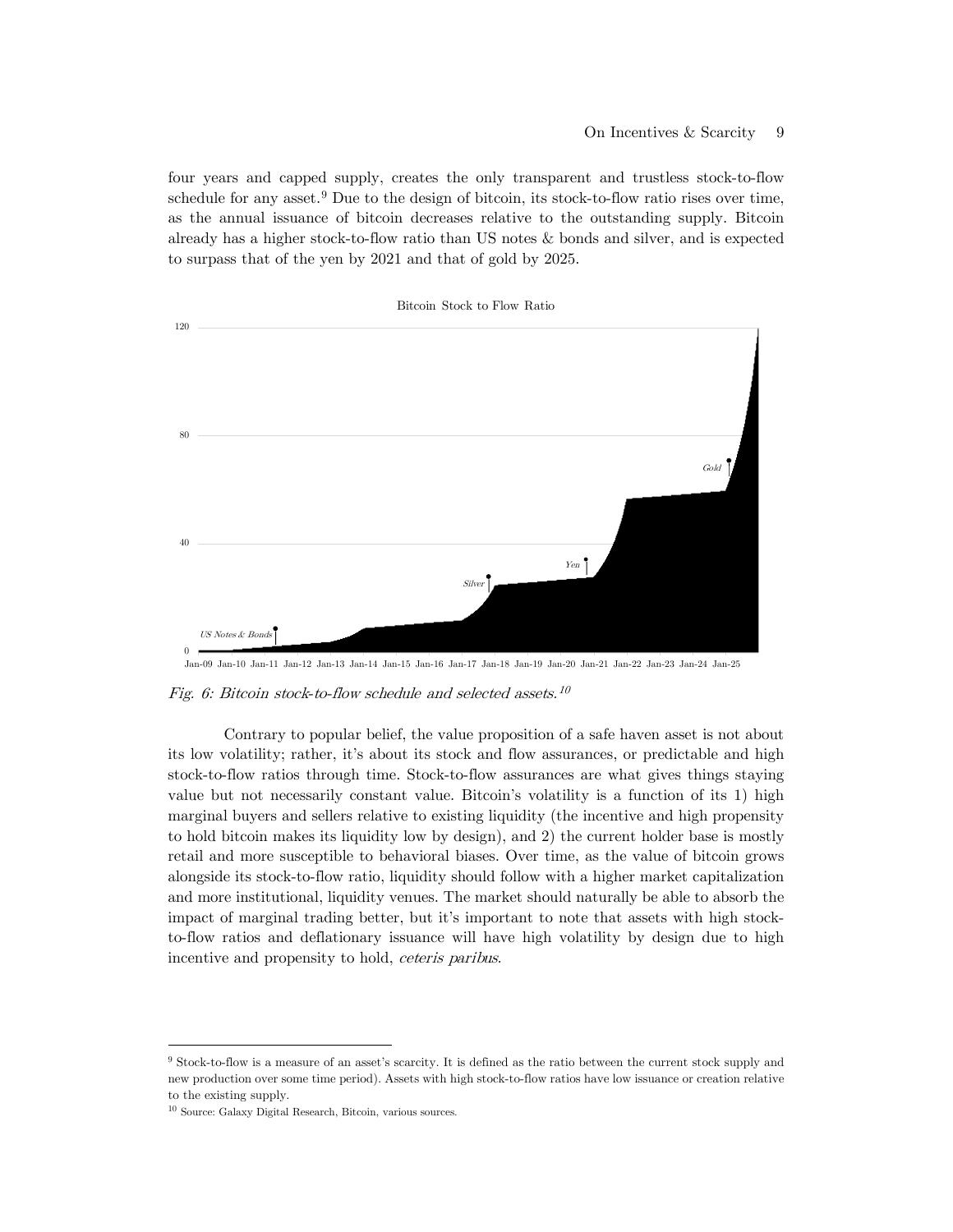four years and capped supply, creates the only transparent and trustless stock-to-flow schedule for any asset.[9] Due to the design of bitcoin, its stock-to-flow ratio rises over time, as the annual issuance of bitcoin decreases relative to the outstanding supply. Bitcoin already has a higher stock-to-flow ratio than US notes & bonds and silver, and is expected to surpass that of the yen by 2021 and that of gold by 2025.

*Fig. 6: Bitcoin stock-to-flow schedule and selected assets.*[10]

Contrary to popular belief, the value proposition of a safe haven asset is not about its low volatility; rather, it's about its stock and flow assurances, or predictable and high stock-to-flow ratios through time. Stock-to-flow assurances are what gives things staying value but not necessarily constant value. Bitcoin's volatility is a function of its 1) high marginal buyers and sellers relative to existing liquidity (the incentive and high propensity to hold bitcoin makes its liquidity low by design), and 2) the current holder base is mostly retail and more susceptible to behavioral biases. Over time, as the value of bitcoin grows alongside its stock-to-flow ratio, liquidity should follow with a higher market capitalization and more institutional, liquidity venues. The market should naturally be able to absorb the impact of marginal trading better, but it's important to note that assets with high stock-to-flow ratios and deflationary issuance will have high volatility by design due to high incentive and propensity to hold, *ceteris paribus*.

---

[9] Stock-to-flow is a measure of an asset's scarcity. It is defined as the ratio between the current stock supply and new production over some time period). Assets with high stock-to-flow ratios have low issuance or creation relative to the existing supply.

[10] Source: Galaxy Digital Research, Bitcoin, various sources.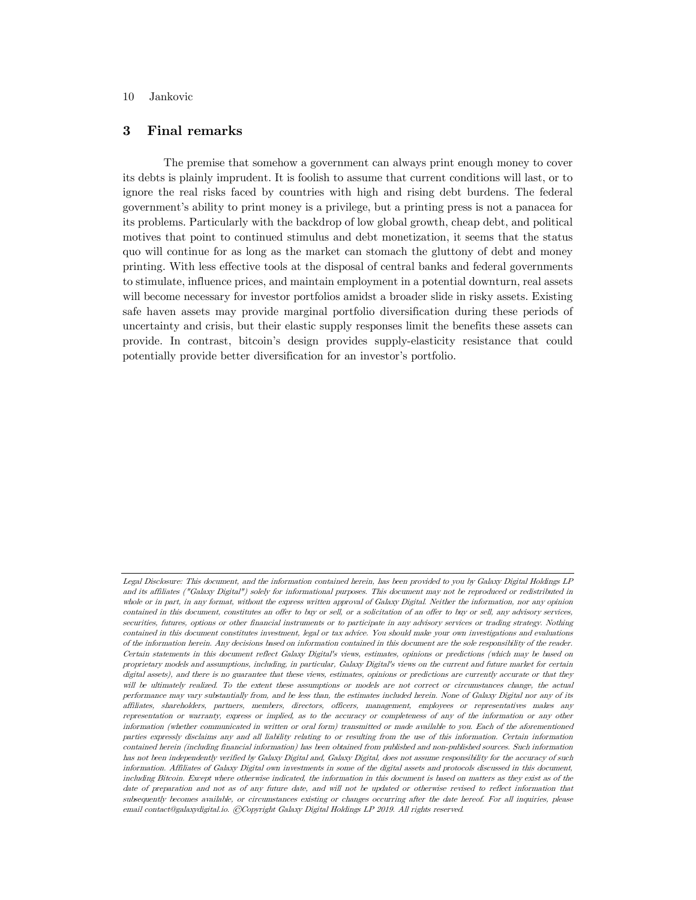## 3 Final remarks

The premise that somehow a government can always print enough money to cover its debts is plainly imprudent. It is foolish to assume that current conditions will last, or to ignore the real risks faced by countries with high and rising debt burdens. The federal government's ability to print money is a privilege, but a printing press is not a panacea for its problems. Particularly with the backdrop of low global growth, cheap debt, and political motives that point to continued stimulus and debt monetization, it seems that the status quo will continue for as long as the market can stomach the gluttony of debt and money printing. With less effective tools at the disposal of central banks and federal governments to stimulate, influence prices, and maintain employment in a potential downturn, real assets will become necessary for investor portfolios amidst a broader slide in risky assets. Existing safe haven assets may provide marginal portfolio diversification during these periods of uncertainty and crisis, but their elastic supply responses limit the benefits these assets can provide. In contrast, bitcoin's design provides supply-elasticity resistance that could potentially provide better diversification for an investor's portfolio.

---

*Legal Disclosure: This document, and the information contained herein, has been provided to you by Galaxy Digital Holdings LP and its affiliates ("Galaxy Digital") solely for informational purposes. This document may not be reproduced or redistributed in whole or in part, in any format, without the express written approval of Galaxy Digital. Neither the information, nor any opinion contained in this document, constitutes an offer to buy or sell, or a solicitation of an offer to buy or sell, any advisory services, securities, futures, options or other financial instruments or to participate in any advisory services or trading strategy. Nothing contained in this document constitutes investment, legal or tax advice. You should make your own investigations and evaluations of the information herein. Any decisions based on information contained in this document are the sole responsibility of the reader. Certain statements in this document reflect Galaxy Digital's views, estimates, opinions or predictions (which may be based on proprietary models and assumptions, including, in particular, Galaxy Digital's views on the current and future market for certain digital assets), and there is no guarantee that these views, estimates, opinions or predictions are currently accurate or that they will be ultimately realized. To the extent these assumptions or models are not correct or circumstances change, the actual performance may vary substantially from, and be less than, the estimates included herein. None of Galaxy Digital nor any of its affiliates, shareholders, partners, members, directors, officers, management, employees or representatives makes any representation or warranty, express or implied, as to the accuracy or completeness of any of the information or any other information (whether communicated in written or oral form) transmitted or made available to you. Each of the aforementioned parties expressly disclaims any and all liability relating to or resulting from the use of this information. Certain information contained herein (including financial information) has been obtained from published and non-published sources. Such information has not been independently verified by Galaxy Digital and, Galaxy Digital, does not assume responsibility for the accuracy of such information. Affiliates of Galaxy Digital own investments in some of the digital assets and protocols discussed in this document, including Bitcoin. Except where otherwise indicated, the information in this document is based on matters as they exist as of the date of preparation and not as of any future date, and will not be updated or otherwise revised to reflect information that subsequently becomes available, or circumstances existing or changes occurring after the date hereof. For all inquiries, please email contact@galaxydigital.io. ©Copyright Galaxy Digital Holdings LP 2019. All rights reserved.*